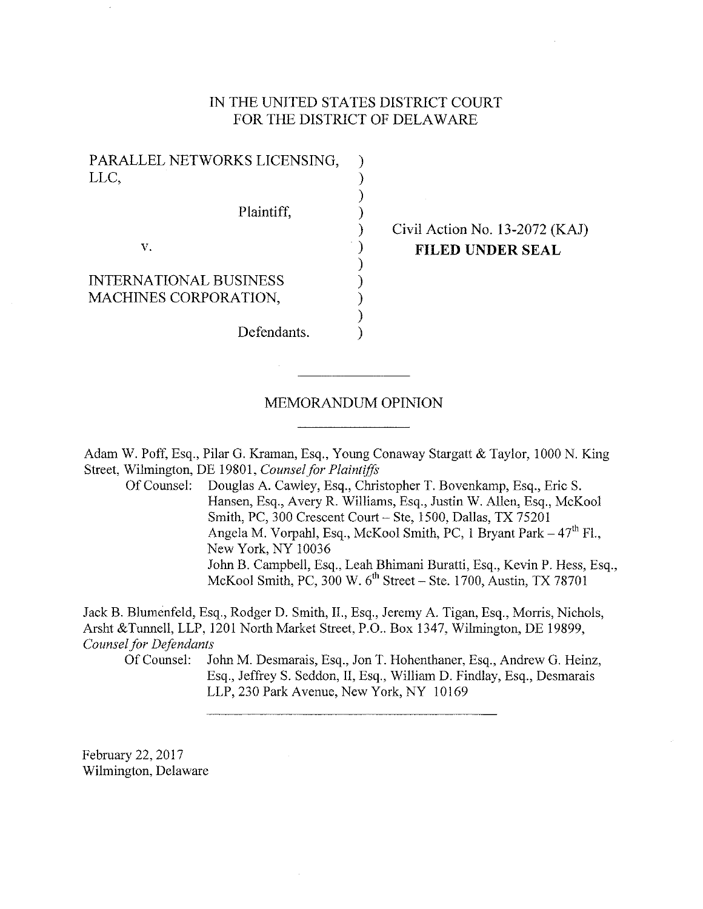IN THE UNITED STATES DISTRICT COURT
FOR THE DISTRICT OF DELAWARE

| | | |
|---|---|---|
| PARALLEL NETWORKS LICENSING, LLC, | ) | |
| Plaintiff, | ) | Civil Action No. 13-2072 (KAJ) |
| v. | ) | **FILED UNDER SEAL** |
| INTERNATIONAL BUSINESS MACHINES CORPORATION, | ) | |
| Defendants. | ) | |

MEMORANDUM OPINION

Adam W. Poff, Esq., Pilar G. Kraman, Esq., Young Conaway Stargatt & Taylor, 1000 N. King Street, Wilmington, DE 19801, *Counsel for Plaintiffs*

Of Counsel: Douglas A. Cawley, Esq., Christopher T. Bovenkamp, Esq., Eric S. Hansen, Esq., Avery R. Williams, Esq., Justin W. Allen, Esq., McKool Smith, PC, 300 Crescent Court – Ste, 1500, Dallas, TX 75201
Angela M. Vorpahl, Esq., McKool Smith, PC, 1 Bryant Park – 47th Fl., New York, NY 10036
John B. Campbell, Esq., Leah Bhimani Buratti, Esq., Kevin P. Hess, Esq., McKool Smith, PC, 300 W. 6th Street – Ste. 1700, Austin, TX 78701

Jack B. Blumenfeld, Esq., Rodger D. Smith, II., Esq., Jeremy A. Tigan, Esq., Morris, Nichols, Arsht &Tunnell, LLP, 1201 North Market Street, P.O.. Box 1347, Wilmington, DE 19899, *Counsel for Defendants*

Of Counsel: John M. Desmarais, Esq., Jon T. Hohenthaner, Esq., Andrew G. Heinz, Esq., Jeffrey S. Seddon, II, Esq., William D. Findlay, Esq., Desmarais LLP, 230 Park Avenue, New York, NY 10169

February 22, 2017
Wilmington, Delaware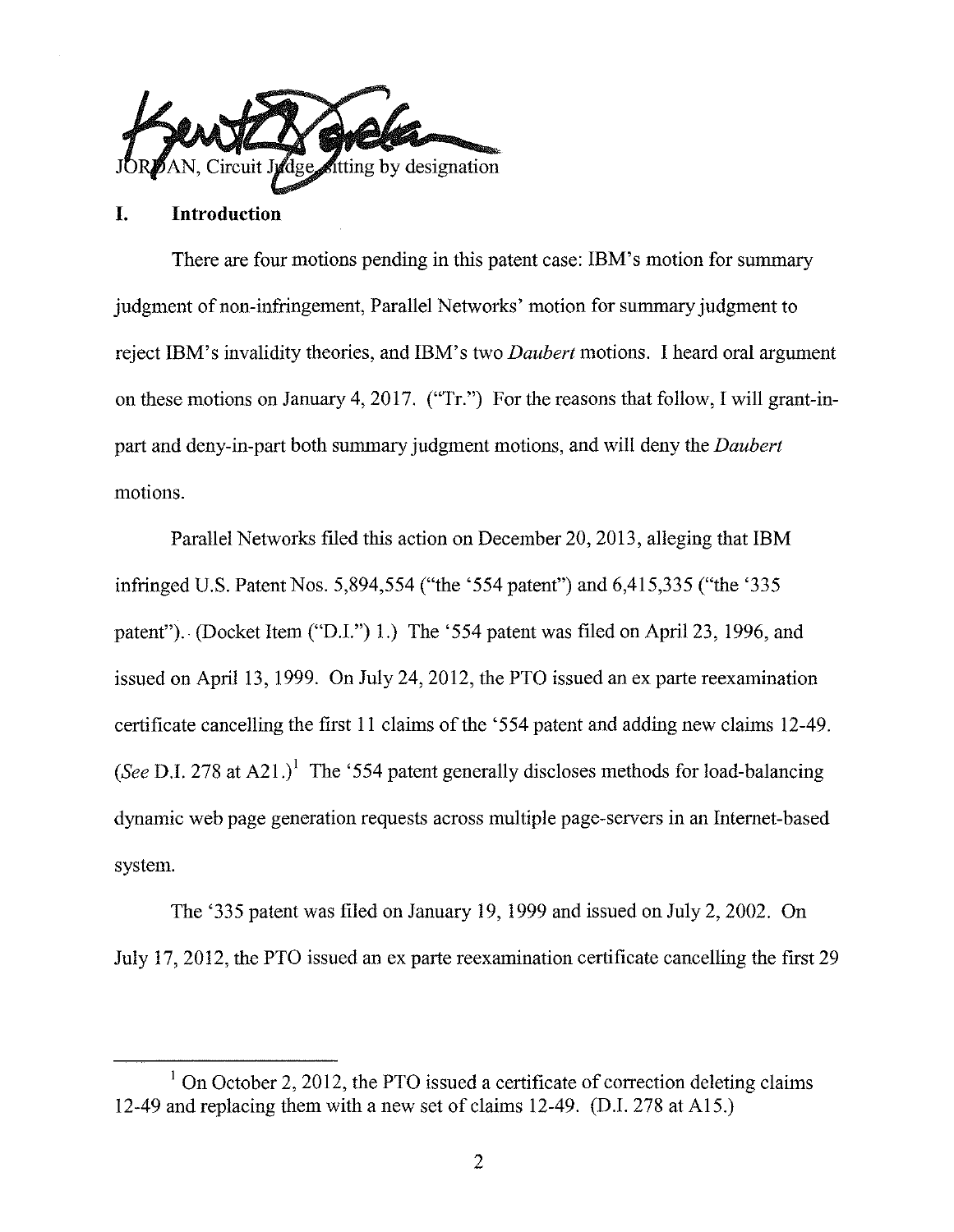JORDAN, Circuit Judge, sitting by designation

## I. Introduction

There are four motions pending in this patent case: IBM's motion for summary judgment of non-infringement, Parallel Networks' motion for summary judgment to reject IBM's invalidity theories, and IBM's two *Daubert* motions. I heard oral argument on these motions on January 4, 2017. ("Tr.") For the reasons that follow, I will grant-in-part and deny-in-part both summary judgment motions, and will deny the *Daubert* motions.

Parallel Networks filed this action on December 20, 2013, alleging that IBM infringed U.S. Patent Nos. 5,894,554 ("the '554 patent") and 6,415,335 ("the '335 patent"). (Docket Item ("D.I.") 1.) The '554 patent was filed on April 23, 1996, and issued on April 13, 1999. On July 24, 2012, the PTO issued an ex parte reexamination certificate cancelling the first 11 claims of the '554 patent and adding new claims 12-49. (*See* D.I. 278 at A21.)[1] The '554 patent generally discloses methods for load-balancing dynamic web page generation requests across multiple page-servers in an Internet-based system.

The '335 patent was filed on January 19, 1999 and issued on July 2, 2002. On July 17, 2012, the PTO issued an ex parte reexamination certificate cancelling the first 29

[1] On October 2, 2012, the PTO issued a certificate of correction deleting claims 12-49 and replacing them with a new set of claims 12-49. (D.I. 278 at A15.)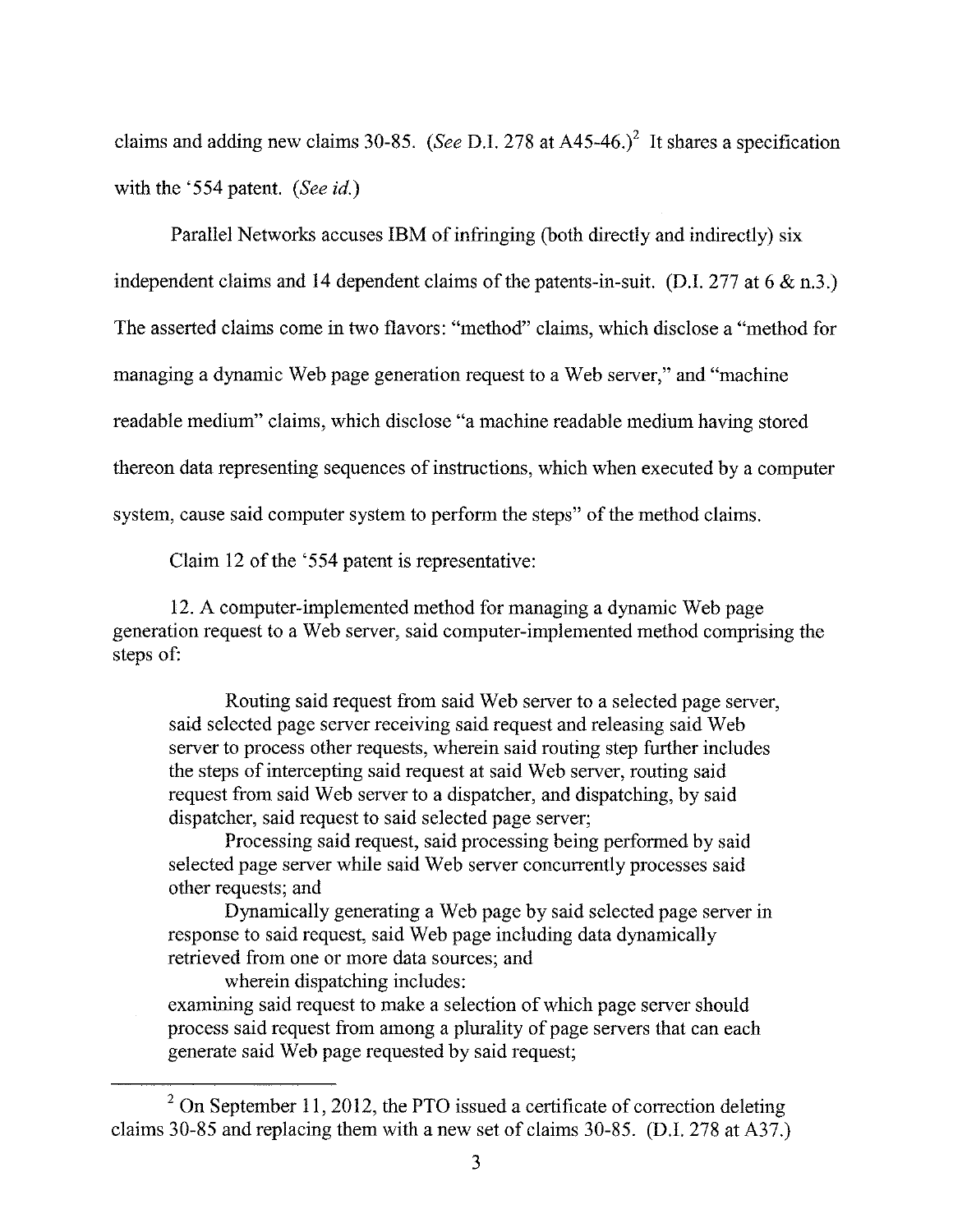claims and adding new claims 30-85. (*See* D.I. 278 at A45-46.)[2] It shares a specification with the '554 patent. (*See id.*)

Parallel Networks accuses IBM of infringing (both directly and indirectly) six independent claims and 14 dependent claims of the patents-in-suit. (D.I. 277 at 6 & n.3.) The asserted claims come in two flavors: "method" claims, which disclose a "method for managing a dynamic Web page generation request to a Web server," and "machine readable medium" claims, which disclose "a machine readable medium having stored thereon data representing sequences of instructions, which when executed by a computer system, cause said computer system to perform the steps" of the method claims.

Claim 12 of the '554 patent is representative:

> 12. A computer-implemented method for managing a dynamic Web page generation request to a Web server, said computer-implemented method comprising the steps of:
>
> Routing said request from said Web server to a selected page server, said selected page server receiving said request and releasing said Web server to process other requests, wherein said routing step further includes the steps of intercepting said request at said Web server, routing said request from said Web server to a dispatcher, and dispatching, by said dispatcher, said request to said selected page server;
>
> Processing said request, said processing being performed by said selected page server while said Web server concurrently processes said other requests; and
>
> Dynamically generating a Web page by said selected page server in response to said request, said Web page including data dynamically retrieved from one or more data sources; and
>
> wherein dispatching includes:
>
> examining said request to make a selection of which page server should process said request from among a plurality of page servers that can each generate said Web page requested by said request;

---

[2] On September 11, 2012, the PTO issued a certificate of correction deleting claims 30-85 and replacing them with a new set of claims 30-85. (D.I. 278 at A37.)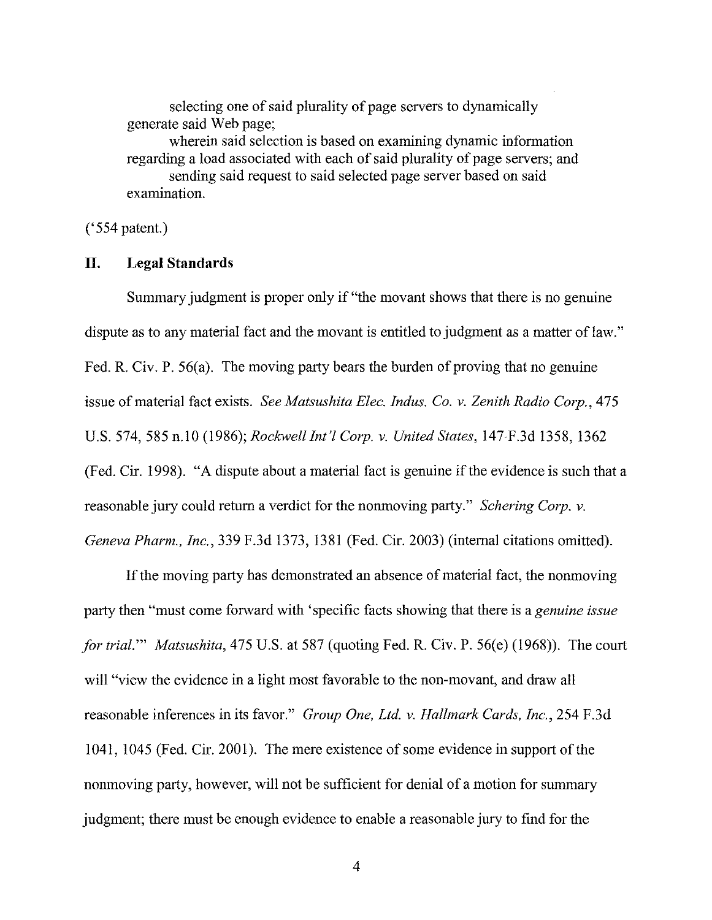selecting one of said plurality of page servers to dynamically generate said Web page;

wherein said selection is based on examining dynamic information regarding a load associated with each of said plurality of page servers; and

sending said request to said selected page server based on said examination.

('554 patent.)

## II. Legal Standards

Summary judgment is proper only if "the movant shows that there is no genuine dispute as to any material fact and the movant is entitled to judgment as a matter of law." Fed. R. Civ. P. 56(a). The moving party bears the burden of proving that no genuine issue of material fact exists. *See Matsushita Elec. Indus. Co. v. Zenith Radio Corp.*, 475 U.S. 574, 585 n.10 (1986); *Rockwell Int'l Corp. v. United States*, 147 F.3d 1358, 1362 (Fed. Cir. 1998). "A dispute about a material fact is genuine if the evidence is such that a reasonable jury could return a verdict for the nonmoving party." *Schering Corp. v. Geneva Pharm., Inc.*, 339 F.3d 1373, 1381 (Fed. Cir. 2003) (internal citations omitted).

If the moving party has demonstrated an absence of material fact, the nonmoving party then "must come forward with 'specific facts showing that there is a *genuine issue for trial*.'" *Matsushita*, 475 U.S. at 587 (quoting Fed. R. Civ. P. 56(e) (1968)). The court will "view the evidence in a light most favorable to the non-movant, and draw all reasonable inferences in its favor." *Group One, Ltd. v. Hallmark Cards, Inc.*, 254 F.3d 1041, 1045 (Fed. Cir. 2001). The mere existence of some evidence in support of the nonmoving party, however, will not be sufficient for denial of a motion for summary judgment; there must be enough evidence to enable a reasonable jury to find for the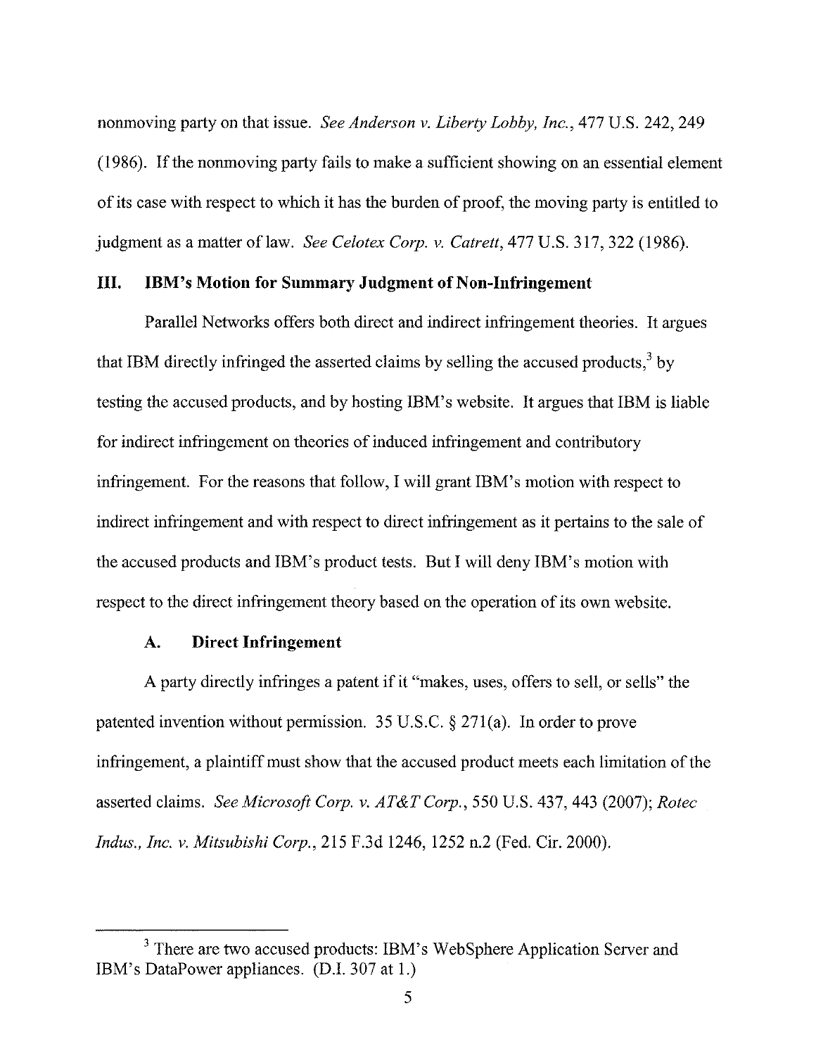nonmoving party on that issue. *See Anderson v. Liberty Lobby, Inc.*, 477 U.S. 242, 249 (1986). If the nonmoving party fails to make a sufficient showing on an essential element of its case with respect to which it has the burden of proof, the moving party is entitled to judgment as a matter of law. *See Celotex Corp. v. Catrett*, 477 U.S. 317, 322 (1986).

## III. IBM's Motion for Summary Judgment of Non-Infringement

Parallel Networks offers both direct and indirect infringement theories. It argues that IBM directly infringed the asserted claims by selling the accused products,[3] by testing the accused products, and by hosting IBM's website. It argues that IBM is liable for indirect infringement on theories of induced infringement and contributory infringement. For the reasons that follow, I will grant IBM's motion with respect to indirect infringement and with respect to direct infringement as it pertains to the sale of the accused products and IBM's product tests. But I will deny IBM's motion with respect to the direct infringement theory based on the operation of its own website.

### A. Direct Infringement

A party directly infringes a patent if it "makes, uses, offers to sell, or sells" the patented invention without permission. 35 U.S.C. § 271(a). In order to prove infringement, a plaintiff must show that the accused product meets each limitation of the asserted claims. *See Microsoft Corp. v. AT&T Corp.*, 550 U.S. 437, 443 (2007); *Rotec Indus., Inc. v. Mitsubishi Corp.*, 215 F.3d 1246, 1252 n.2 (Fed. Cir. 2000).

---

[3] There are two accused products: IBM's WebSphere Application Server and IBM's DataPower appliances. (D.I. 307 at 1.)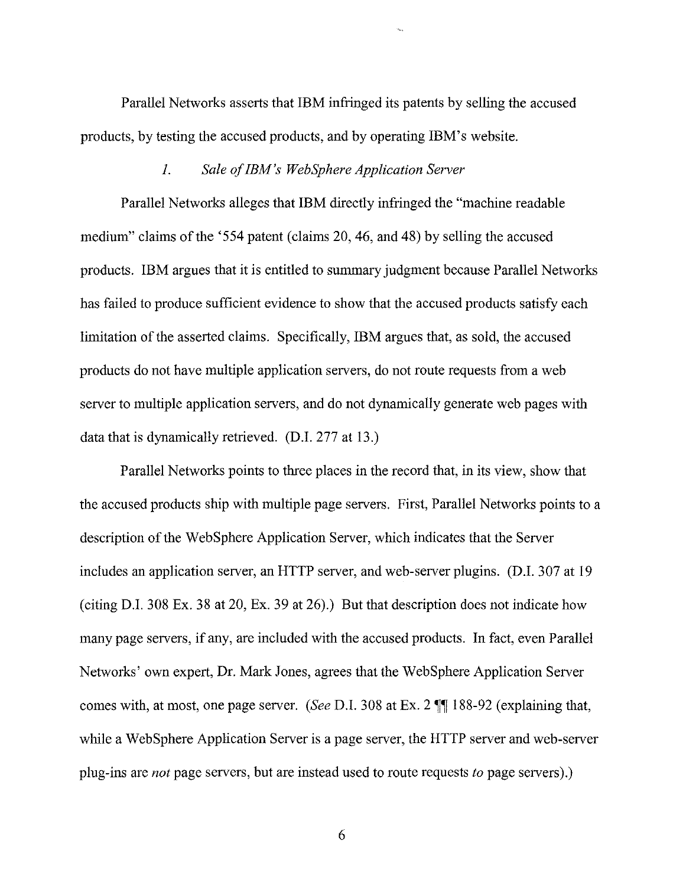Parallel Networks asserts that IBM infringed its patents by selling the accused products, by testing the accused products, and by operating IBM's website.

### *1. Sale of IBM's WebSphere Application Server*

Parallel Networks alleges that IBM directly infringed the "machine readable medium" claims of the '554 patent (claims 20, 46, and 48) by selling the accused products. IBM argues that it is entitled to summary judgment because Parallel Networks has failed to produce sufficient evidence to show that the accused products satisfy each limitation of the asserted claims. Specifically, IBM argues that, as sold, the accused products do not have multiple application servers, do not route requests from a web server to multiple application servers, and do not dynamically generate web pages with data that is dynamically retrieved. (D.I. 277 at 13.)

Parallel Networks points to three places in the record that, in its view, show that the accused products ship with multiple page servers. First, Parallel Networks points to a description of the WebSphere Application Server, which indicates that the Server includes an application server, an HTTP server, and web-server plugins. (D.I. 307 at 19 (citing D.I. 308 Ex. 38 at 20, Ex. 39 at 26).) But that description does not indicate how many page servers, if any, are included with the accused products. In fact, even Parallel Networks' own expert, Dr. Mark Jones, agrees that the WebSphere Application Server comes with, at most, one page server. (*See* D.I. 308 at Ex. 2 ¶¶ 188-92 (explaining that, while a WebSphere Application Server is a page server, the HTTP server and web-server plug-ins are *not* page servers, but are instead used to route requests *to* page servers).)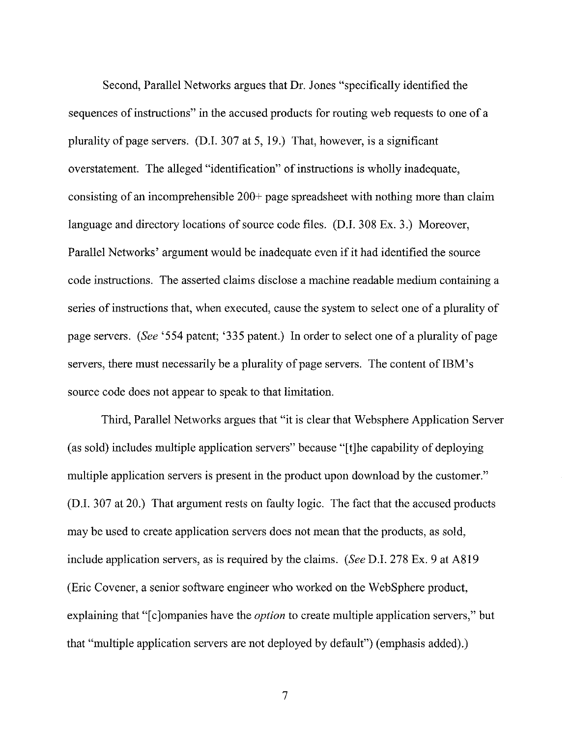Second, Parallel Networks argues that Dr. Jones "specifically identified the sequences of instructions" in the accused products for routing web requests to one of a plurality of page servers. (D.I. 307 at 5, 19.) That, however, is a significant overstatement. The alleged "identification" of instructions is wholly inadequate, consisting of an incomprehensible 200+ page spreadsheet with nothing more than claim language and directory locations of source code files. (D.I. 308 Ex. 3.) Moreover, Parallel Networks' argument would be inadequate even if it had identified the source code instructions. The asserted claims disclose a machine readable medium containing a series of instructions that, when executed, cause the system to select one of a plurality of page servers. (*See* '554 patent; '335 patent.) In order to select one of a plurality of page servers, there must necessarily be a plurality of page servers. The content of IBM's source code does not appear to speak to that limitation.

Third, Parallel Networks argues that "it is clear that Websphere Application Server (as sold) includes multiple application servers" because "[t]he capability of deploying multiple application servers is present in the product upon download by the customer." (D.I. 307 at 20.) That argument rests on faulty logic. The fact that the accused products may be used to create application servers does not mean that the products, as sold, include application servers, as is required by the claims. (*See* D.I. 278 Ex. 9 at A819 (Eric Covener, a senior software engineer who worked on the WebSphere product, explaining that "[c]ompanies have the *option* to create multiple application servers," but that "multiple application servers are not deployed by default") (emphasis added).)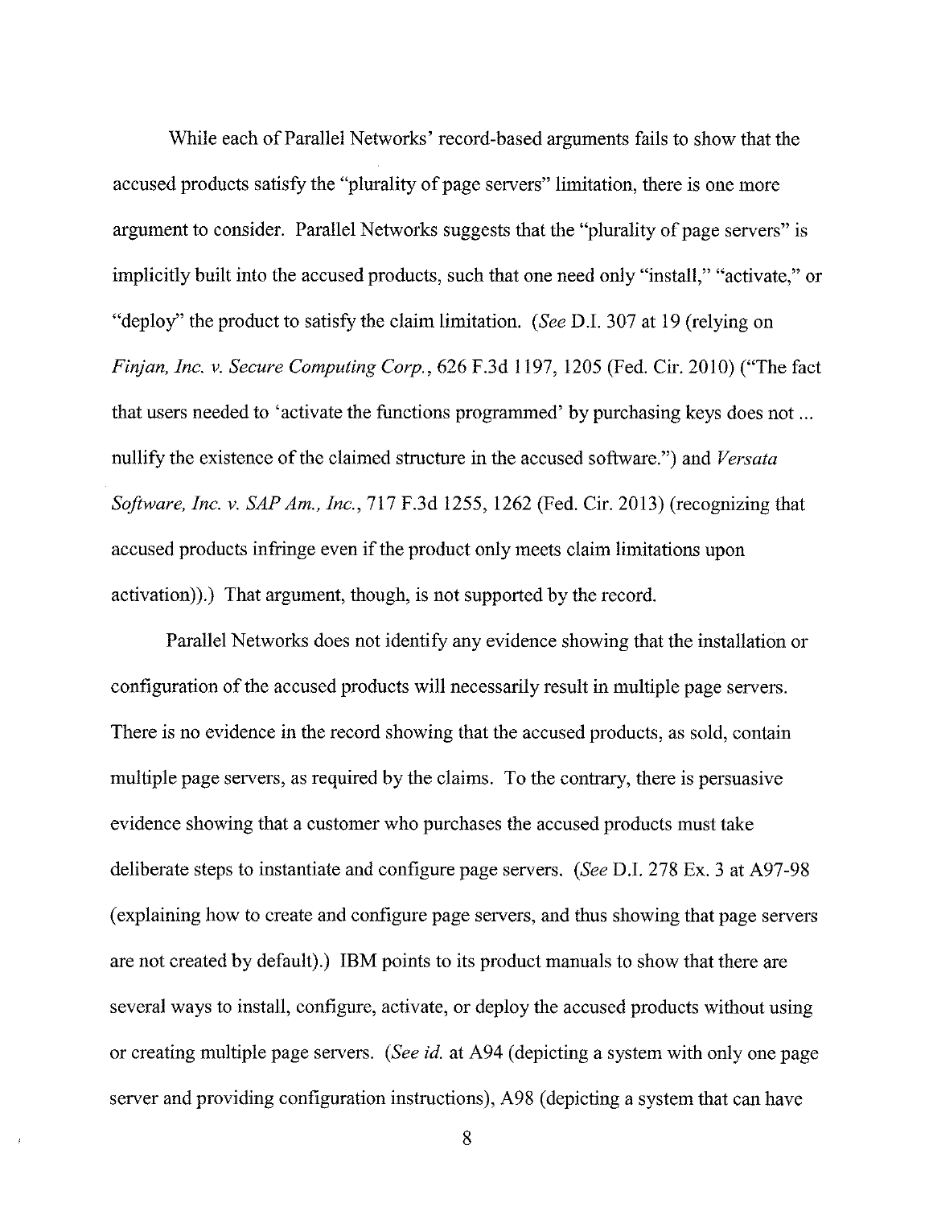While each of Parallel Networks' record-based arguments fails to show that the accused products satisfy the "plurality of page servers" limitation, there is one more argument to consider. Parallel Networks suggests that the "plurality of page servers" is implicitly built into the accused products, such that one need only "install," "activate," or "deploy" the product to satisfy the claim limitation. (*See* D.I. 307 at 19 (relying on *Finjan, Inc. v. Secure Computing Corp.*, 626 F.3d 1197, 1205 (Fed. Cir. 2010) ("The fact that users needed to 'activate the functions programmed' by purchasing keys does not ... nullify the existence of the claimed structure in the accused software.") and *Versata Software, Inc. v. SAP Am., Inc.*, 717 F.3d 1255, 1262 (Fed. Cir. 2013) (recognizing that accused products infringe even if the product only meets claim limitations upon activation)).) That argument, though, is not supported by the record.

Parallel Networks does not identify any evidence showing that the installation or configuration of the accused products will necessarily result in multiple page servers. There is no evidence in the record showing that the accused products, as sold, contain multiple page servers, as required by the claims. To the contrary, there is persuasive evidence showing that a customer who purchases the accused products must take deliberate steps to instantiate and configure page servers. (*See* D.I. 278 Ex. 3 at A97-98 (explaining how to create and configure page servers, and thus showing that page servers are not created by default).) IBM points to its product manuals to show that there are several ways to install, configure, activate, or deploy the accused products without using or creating multiple page servers. (*See id.* at A94 (depicting a system with only one page server and providing configuration instructions), A98 (depicting a system that can have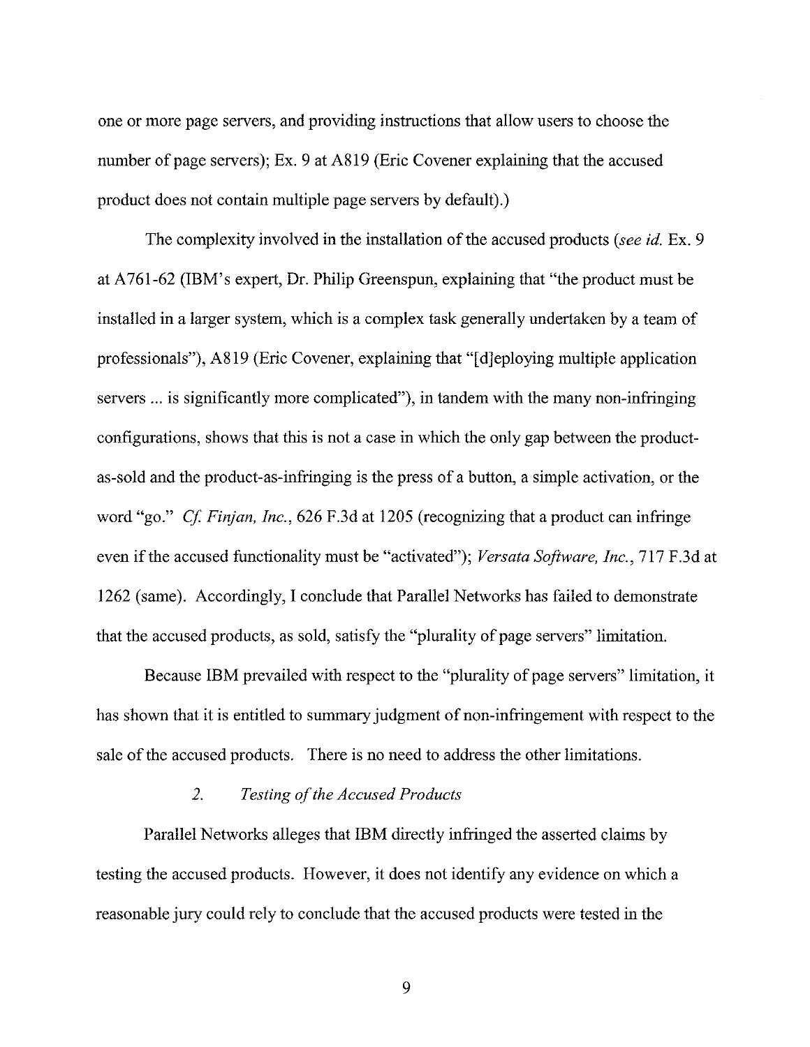one or more page servers, and providing instructions that allow users to choose the number of page servers); Ex. 9 at A819 (Eric Covener explaining that the accused product does not contain multiple page servers by default).)

The complexity involved in the installation of the accused products (*see id.* Ex. 9 at A761-62 (IBM's expert, Dr. Philip Greenspun, explaining that "the product must be installed in a larger system, which is a complex task generally undertaken by a team of professionals"), A819 (Eric Covener, explaining that "[d]eploying multiple application servers ... is significantly more complicated"), in tandem with the many non-infringing configurations, shows that this is not a case in which the only gap between the product-as-sold and the product-as-infringing is the press of a button, a simple activation, or the word "go." *Cf. Finjan, Inc.*, 626 F.3d at 1205 (recognizing that a product can infringe even if the accused functionality must be "activated"); *Versata Software, Inc.*, 717 F.3d at 1262 (same). Accordingly, I conclude that Parallel Networks has failed to demonstrate that the accused products, as sold, satisfy the "plurality of page servers" limitation.

Because IBM prevailed with respect to the "plurality of page servers" limitation, it has shown that it is entitled to summary judgment of non-infringement with respect to the sale of the accused products. There is no need to address the other limitations.

### 2. *Testing of the Accused Products*

Parallel Networks alleges that IBM directly infringed the asserted claims by testing the accused products. However, it does not identify any evidence on which a reasonable jury could rely to conclude that the accused products were tested in the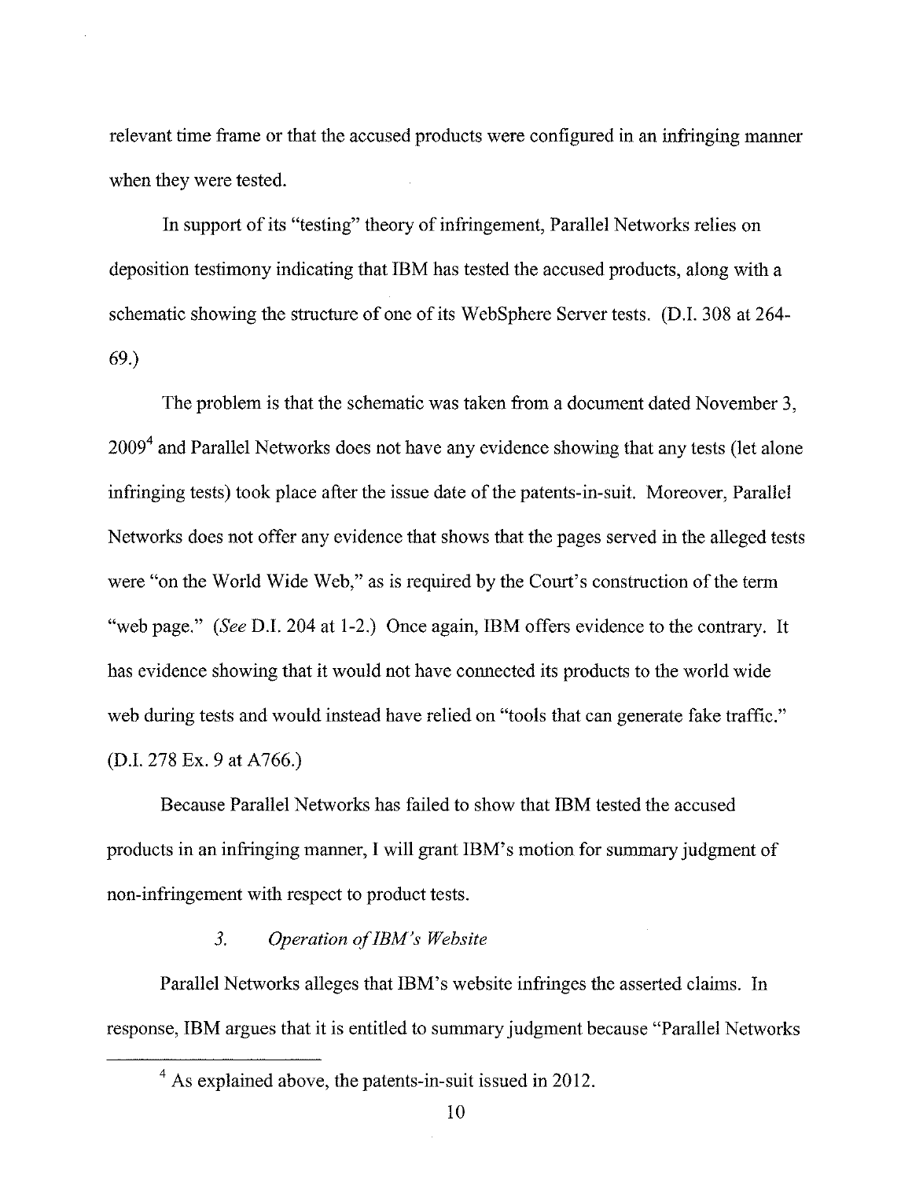relevant time frame or that the accused products were configured in an infringing manner when they were tested.

In support of its "testing" theory of infringement, Parallel Networks relies on deposition testimony indicating that IBM has tested the accused products, along with a schematic showing the structure of one of its WebSphere Server tests. (D.I. 308 at 264-69.)

The problem is that the schematic was taken from a document dated November 3, 2009[4] and Parallel Networks does not have any evidence showing that any tests (let alone infringing tests) took place after the issue date of the patents-in-suit. Moreover, Parallel Networks does not offer any evidence that shows that the pages served in the alleged tests were "on the World Wide Web," as is required by the Court's construction of the term "web page." (*See* D.I. 204 at 1-2.) Once again, IBM offers evidence to the contrary. It has evidence showing that it would not have connected its products to the world wide web during tests and would instead have relied on "tools that can generate fake traffic." (D.I. 278 Ex. 9 at A766.)

Because Parallel Networks has failed to show that IBM tested the accused products in an infringing manner, I will grant IBM's motion for summary judgment of non-infringement with respect to product tests.

### 3. *Operation of IBM's Website*

Parallel Networks alleges that IBM's website infringes the asserted claims. In response, IBM argues that it is entitled to summary judgment because "Parallel Networks

---

[4] As explained above, the patents-in-suit issued in 2012.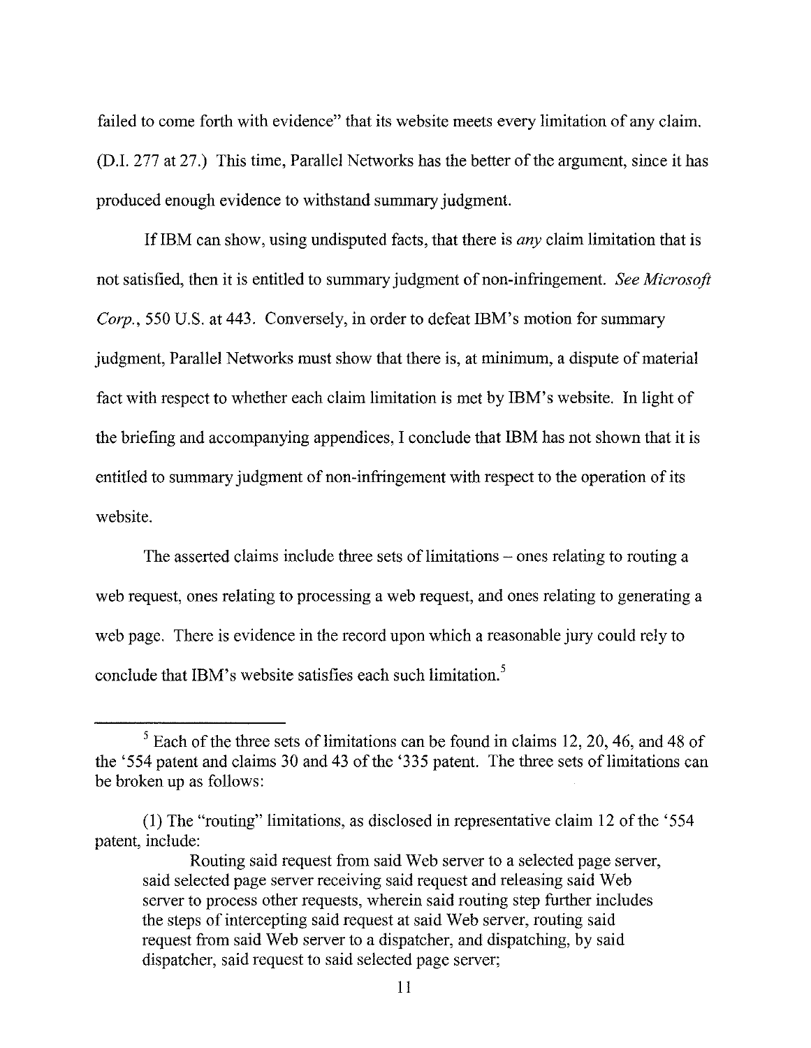failed to come forth with evidence" that its website meets every limitation of any claim. (D.I. 277 at 27.) This time, Parallel Networks has the better of the argument, since it has produced enough evidence to withstand summary judgment.

If IBM can show, using undisputed facts, that there is *any* claim limitation that is not satisfied, then it is entitled to summary judgment of non-infringement. *See Microsoft Corp.*, 550 U.S. at 443. Conversely, in order to defeat IBM's motion for summary judgment, Parallel Networks must show that there is, at minimum, a dispute of material fact with respect to whether each claim limitation is met by IBM's website. In light of the briefing and accompanying appendices, I conclude that IBM has not shown that it is entitled to summary judgment of non-infringement with respect to the operation of its website.

The asserted claims include three sets of limitations – ones relating to routing a web request, ones relating to processing a web request, and ones relating to generating a web page. There is evidence in the record upon which a reasonable jury could rely to conclude that IBM's website satisfies each such limitation.[5]

---

[5] Each of the three sets of limitations can be found in claims 12, 20, 46, and 48 of the '554 patent and claims 30 and 43 of the '335 patent. The three sets of limitations can be broken up as follows:

(1) The "routing" limitations, as disclosed in representative claim 12 of the '554 patent, include:

> Routing said request from said Web server to a selected page server, said selected page server receiving said request and releasing said Web server to process other requests, wherein said routing step further includes the steps of intercepting said request at said Web server, routing said request from said Web server to a dispatcher, and dispatching, by said dispatcher, said request to said selected page server;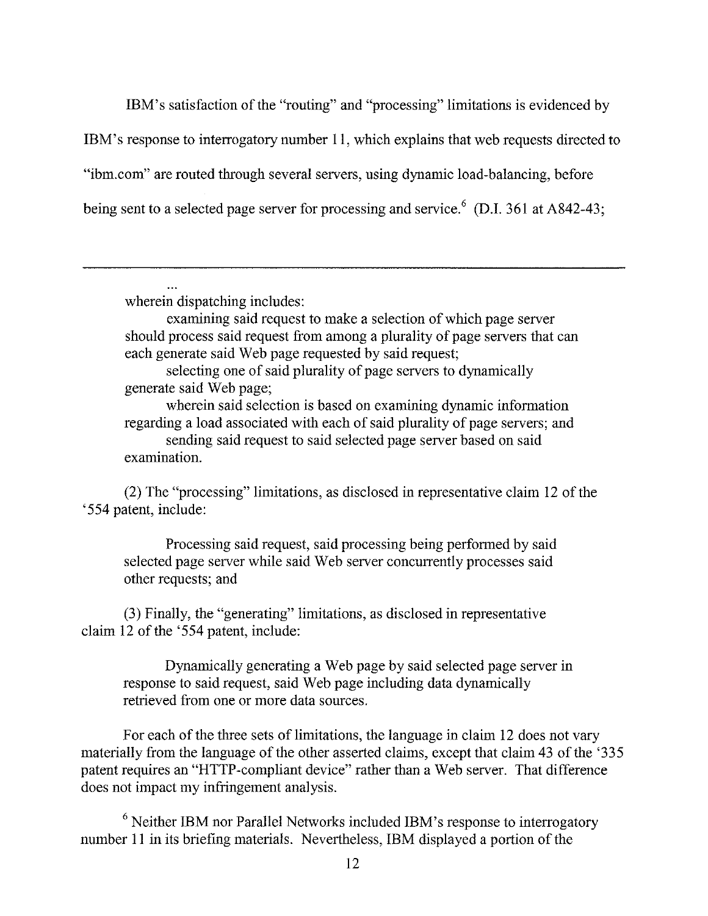IBM's satisfaction of the "routing" and "processing" limitations is evidenced by IBM's response to interrogatory number 11, which explains that web requests directed to "ibm.com" are routed through several servers, using dynamic load-balancing, before being sent to a selected page server for processing and service.[6] (D.I. 361 at A842-43;

---

> ...
>
> wherein dispatching includes:
>
> examining said request to make a selection of which page server should process said request from among a plurality of page servers that can each generate said Web page requested by said request;
>
> selecting one of said plurality of page servers to dynamically generate said Web page;
>
> wherein said selection is based on examining dynamic information regarding a load associated with each of said plurality of page servers; and
>
> sending said request to said selected page server based on said examination.

(2) The "processing" limitations, as disclosed in representative claim 12 of the '554 patent, include:

> Processing said request, said processing being performed by said selected page server while said Web server concurrently processes said other requests; and

(3) Finally, the "generating" limitations, as disclosed in representative claim 12 of the '554 patent, include:

> Dynamically generating a Web page by said selected page server in response to said request, said Web page including data dynamically retrieved from one or more data sources.

For each of the three sets of limitations, the language in claim 12 does not vary materially from the language of the other asserted claims, except that claim 43 of the '335 patent requires an "HTTP-compliant device" rather than a Web server. That difference does not impact my infringement analysis.

[6] Neither IBM nor Parallel Networks included IBM's response to interrogatory number 11 in its briefing materials. Nevertheless, IBM displayed a portion of the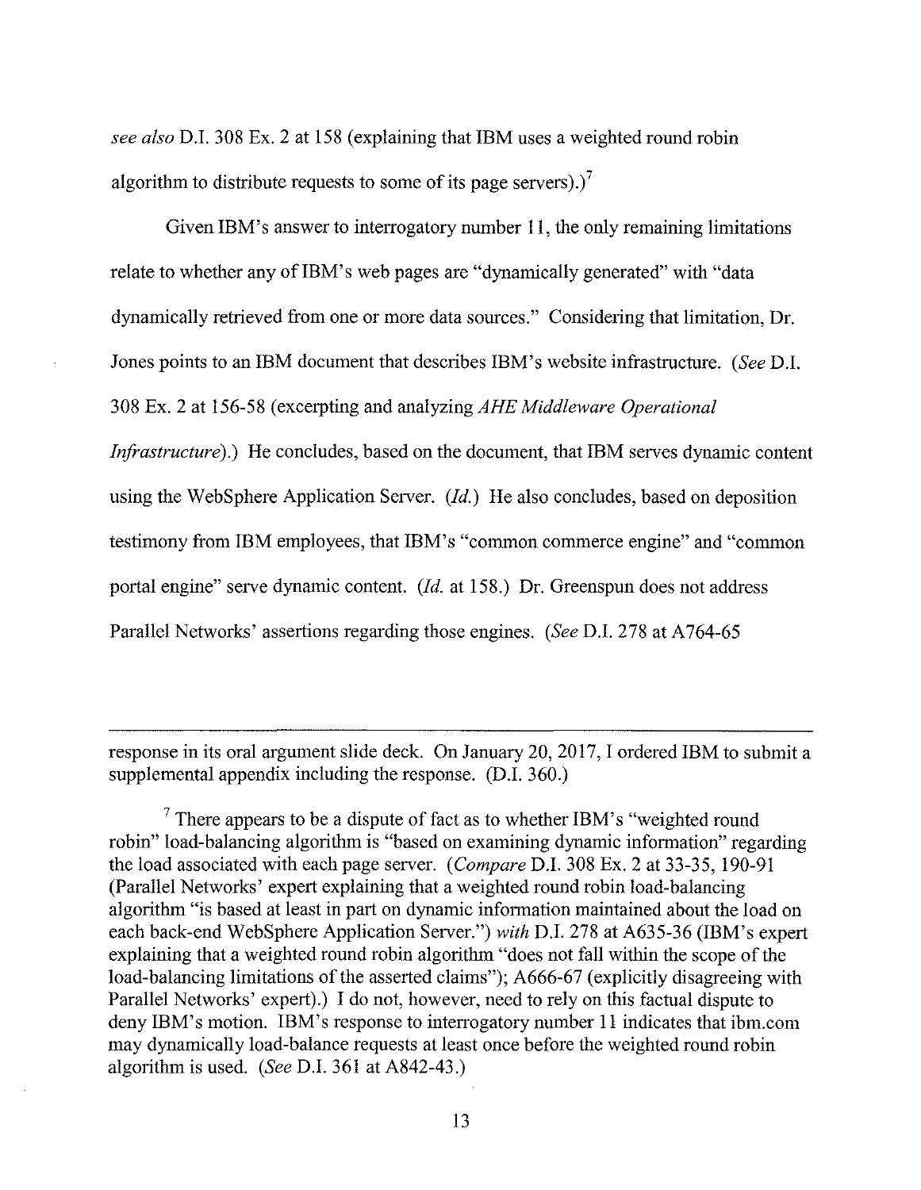*see also* D.I. 308 Ex. 2 at 158 (explaining that IBM uses a weighted round robin algorithm to distribute requests to some of its page servers).)[7]

Given IBM's answer to interrogatory number 11, the only remaining limitations relate to whether any of IBM's web pages are "dynamically generated" with "data dynamically retrieved from one or more data sources." Considering that limitation, Dr. Jones points to an IBM document that describes IBM's website infrastructure. (*See* D.I. 308 Ex. 2 at 156-58 (excerpting and analyzing *AHE Middleware Operational Infrastructure*).) He concludes, based on the document, that IBM serves dynamic content using the WebSphere Application Server. (*Id.*) He also concludes, based on deposition testimony from IBM employees, that IBM's "common commerce engine" and "common portal engine" serve dynamic content. (*Id.* at 158.) Dr. Greenspun does not address Parallel Networks' assertions regarding those engines. (*See* D.I. 278 at A764-65

---

response in its oral argument slide deck. On January 20, 2017, I ordered IBM to submit a supplemental appendix including the response. (D.I. 360.)

[7] There appears to be a dispute of fact as to whether IBM's "weighted round robin" load-balancing algorithm is "based on examining dynamic information" regarding the load associated with each page server. (*Compare* D.I. 308 Ex. 2 at 33-35, 190-91 (Parallel Networks' expert explaining that a weighted round robin load-balancing algorithm "is based at least in part on dynamic information maintained about the load on each back-end WebSphere Application Server.") *with* D.I. 278 at A635-36 (IBM's expert explaining that a weighted round robin algorithm "does not fall within the scope of the load-balancing limitations of the asserted claims"); A666-67 (explicitly disagreeing with Parallel Networks' expert).) I do not, however, need to rely on this factual dispute to deny IBM's motion. IBM's response to interrogatory number 11 indicates that ibm.com may dynamically load-balance requests at least once before the weighted round robin algorithm is used. (*See* D.I. 361 at A842-43.)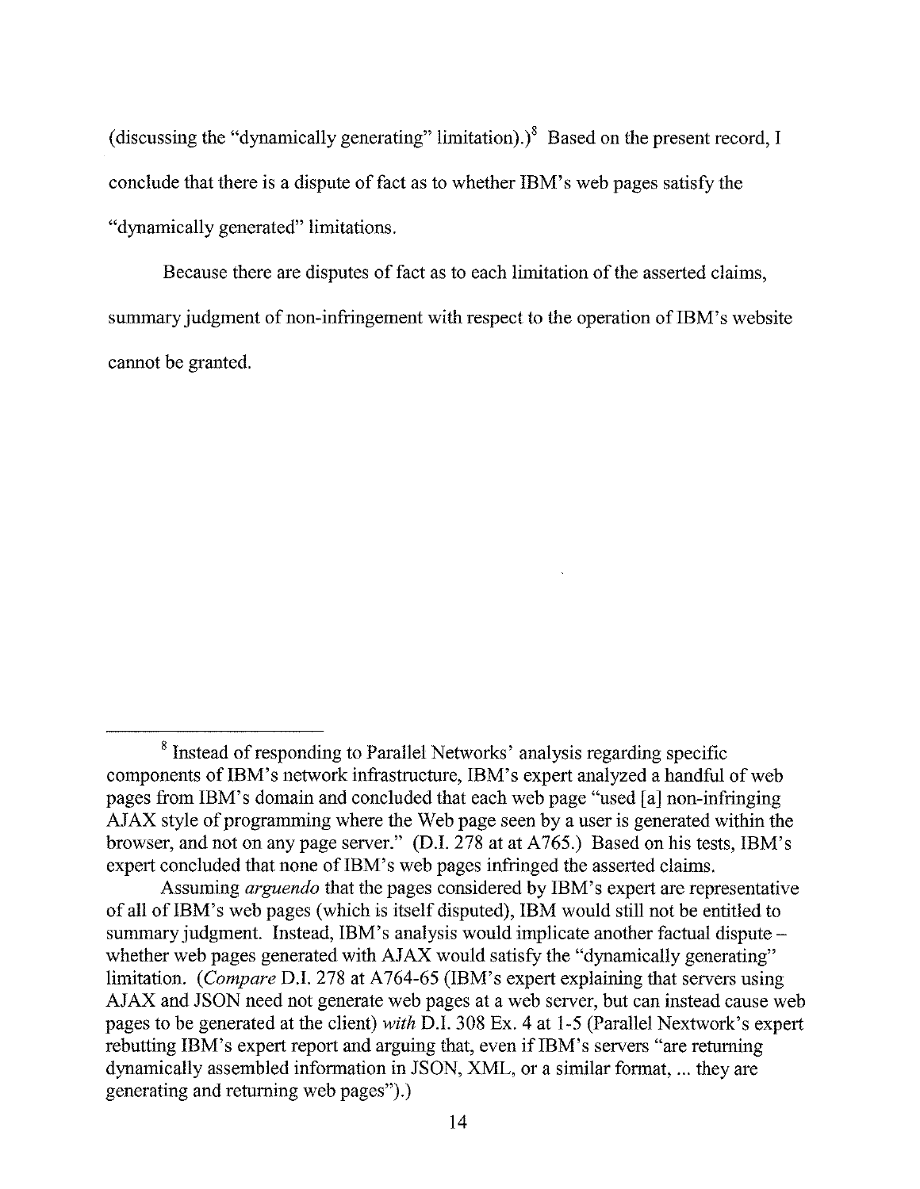(discussing the "dynamically generating" limitation).)[8] Based on the present record, I conclude that there is a dispute of fact as to whether IBM's web pages satisfy the "dynamically generated" limitations.

Because there are disputes of fact as to each limitation of the asserted claims, summary judgment of non-infringement with respect to the operation of IBM's website cannot be granted.

---

[8] Instead of responding to Parallel Networks' analysis regarding specific components of IBM's network infrastructure, IBM's expert analyzed a handful of web pages from IBM's domain and concluded that each web page "used [a] non-infringing AJAX style of programming where the Web page seen by a user is generated within the browser, and not on any page server." (D.I. 278 at at A765.) Based on his tests, IBM's expert concluded that none of IBM's web pages infringed the asserted claims.

Assuming *arguendo* that the pages considered by IBM's expert are representative of all of IBM's web pages (which is itself disputed), IBM would still not be entitled to summary judgment. Instead, IBM's analysis would implicate another factual dispute – whether web pages generated with AJAX would satisfy the "dynamically generating" limitation. (*Compare* D.I. 278 at A764-65 (IBM's expert explaining that servers using AJAX and JSON need not generate web pages at a web server, but can instead cause web pages to be generated at the client) *with* D.I. 308 Ex. 4 at 1-5 (Parallel Nextwork's expert rebutting IBM's expert report and arguing that, even if IBM's servers "are returning dynamically assembled information in JSON, XML, or a similar format, ... they are generating and returning web pages").)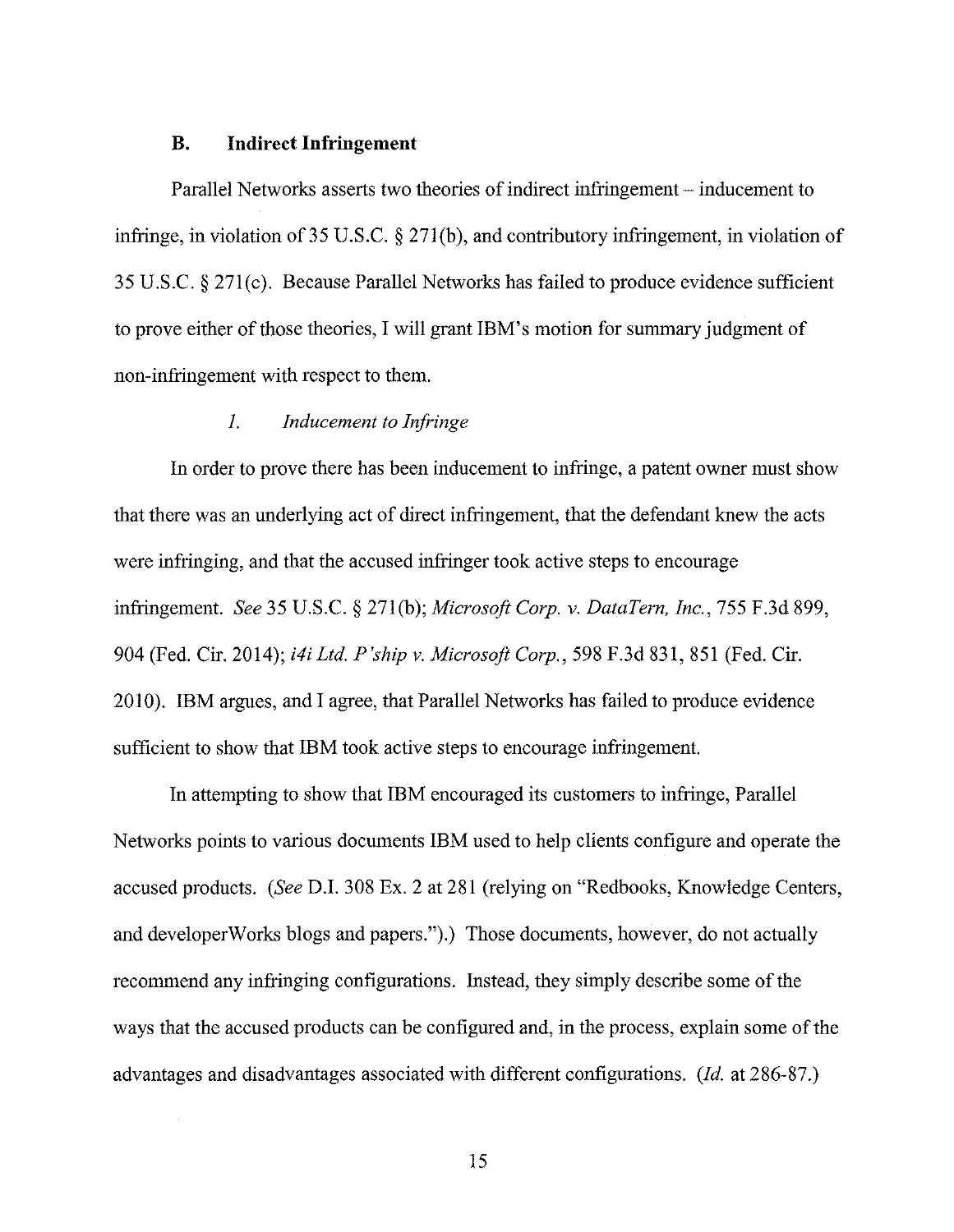### B. Indirect Infringement

Parallel Networks asserts two theories of indirect infringement – inducement to infringe, in violation of 35 U.S.C. § 271(b), and contributory infringement, in violation of 35 U.S.C. § 271(c). Because Parallel Networks has failed to produce evidence sufficient to prove either of those theories, I will grant IBM's motion for summary judgment of non-infringement with respect to them.

#### *1. Inducement to Infringe*

In order to prove there has been inducement to infringe, a patent owner must show that there was an underlying act of direct infringement, that the defendant knew the acts were infringing, and that the accused infringer took active steps to encourage infringement. *See* 35 U.S.C. § 271(b); *Microsoft Corp. v. DataTern, Inc.*, 755 F.3d 899, 904 (Fed. Cir. 2014); *i4i Ltd. P'ship v. Microsoft Corp.*, 598 F.3d 831, 851 (Fed. Cir. 2010). IBM argues, and I agree, that Parallel Networks has failed to produce evidence sufficient to show that IBM took active steps to encourage infringement.

In attempting to show that IBM encouraged its customers to infringe, Parallel Networks points to various documents IBM used to help clients configure and operate the accused products. (*See* D.I. 308 Ex. 2 at 281 (relying on "Redbooks, Knowledge Centers, and developerWorks blogs and papers.").) Those documents, however, do not actually recommend any infringing configurations. Instead, they simply describe some of the ways that the accused products can be configured and, in the process, explain some of the advantages and disadvantages associated with different configurations. (*Id.* at 286-87.)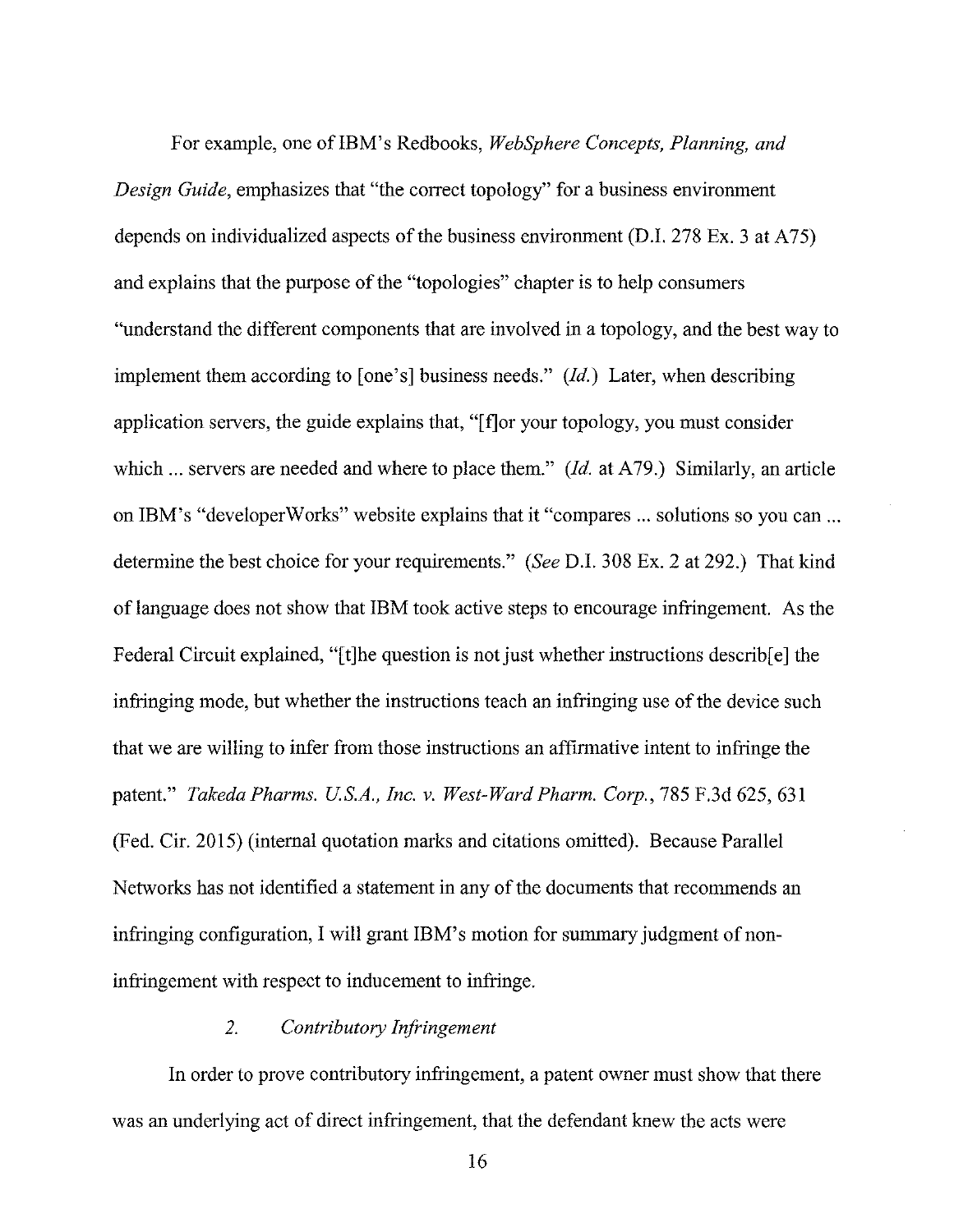For example, one of IBM's Redbooks, *WebSphere Concepts, Planning, and Design Guide*, emphasizes that "the correct topology" for a business environment depends on individualized aspects of the business environment (D.I. 278 Ex. 3 at A75) and explains that the purpose of the "topologies" chapter is to help consumers "understand the different components that are involved in a topology, and the best way to implement them according to [one's] business needs." (*Id.*) Later, when describing application servers, the guide explains that, "[f]or your topology, you must consider which ... servers are needed and where to place them." (*Id.* at A79.) Similarly, an article on IBM's "developerWorks" website explains that it "compares ... solutions so you can ... determine the best choice for your requirements." (*See* D.I. 308 Ex. 2 at 292.) That kind of language does not show that IBM took active steps to encourage infringement. As the Federal Circuit explained, "[t]he question is not just whether instructions describ[e] the infringing mode, but whether the instructions teach an infringing use of the device such that we are willing to infer from those instructions an affirmative intent to infringe the patent." *Takeda Pharms. U.S.A., Inc. v. West-Ward Pharm. Corp.*, 785 F.3d 625, 631 (Fed. Cir. 2015) (internal quotation marks and citations omitted). Because Parallel Networks has not identified a statement in any of the documents that recommends an infringing configuration, I will grant IBM's motion for summary judgment of non-infringement with respect to inducement to infringe.

### 2. *Contributory Infringement*

In order to prove contributory infringement, a patent owner must show that there was an underlying act of direct infringement, that the defendant knew the acts were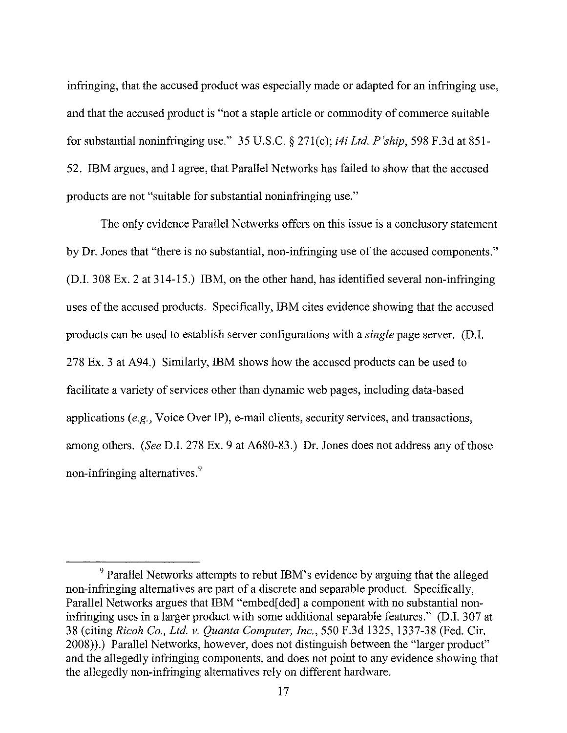infringing, that the accused product was especially made or adapted for an infringing use, and that the accused product is "not a staple article or commodity of commerce suitable for substantial noninfringing use." 35 U.S.C. § 271(c); *i4i Ltd. P'ship*, 598 F.3d at 851-52. IBM argues, and I agree, that Parallel Networks has failed to show that the accused products are not "suitable for substantial noninfringing use."

The only evidence Parallel Networks offers on this issue is a conclusory statement by Dr. Jones that "there is no substantial, non-infringing use of the accused components." (D.I. 308 Ex. 2 at 314-15.) IBM, on the other hand, has identified several non-infringing uses of the accused products. Specifically, IBM cites evidence showing that the accused products can be used to establish server configurations with a *single* page server. (D.I. 278 Ex. 3 at A94.) Similarly, IBM shows how the accused products can be used to facilitate a variety of services other than dynamic web pages, including data-based applications (*e.g.*, Voice Over IP), e-mail clients, security services, and transactions, among others. (*See* D.I. 278 Ex. 9 at A680-83.) Dr. Jones does not address any of those non-infringing alternatives.[9]

---

[9] Parallel Networks attempts to rebut IBM's evidence by arguing that the alleged non-infringing alternatives are part of a discrete and separable product. Specifically, Parallel Networks argues that IBM "embed[ded] a component with no substantial non-infringing uses in a larger product with some additional separable features." (D.I. 307 at 38 (citing *Ricoh Co., Ltd. v. Quanta Computer, Inc.*, 550 F.3d 1325, 1337-38 (Fed. Cir. 2008)).) Parallel Networks, however, does not distinguish between the "larger product" and the allegedly infringing components, and does not point to any evidence showing that the allegedly non-infringing alternatives rely on different hardware.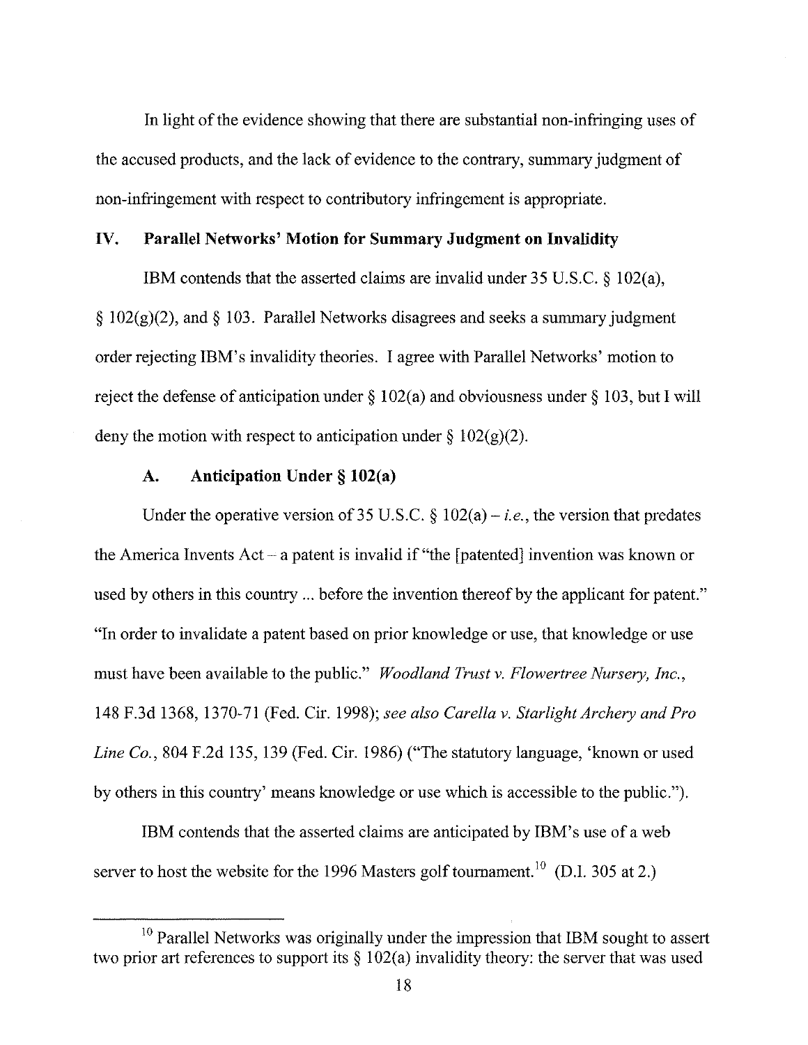In light of the evidence showing that there are substantial non-infringing uses of the accused products, and the lack of evidence to the contrary, summary judgment of non-infringement with respect to contributory infringement is appropriate.

## IV. Parallel Networks' Motion for Summary Judgment on Invalidity

IBM contends that the asserted claims are invalid under 35 U.S.C. § 102(a), § 102(g)(2), and § 103. Parallel Networks disagrees and seeks a summary judgment order rejecting IBM's invalidity theories. I agree with Parallel Networks' motion to reject the defense of anticipation under § 102(a) and obviousness under § 103, but I will deny the motion with respect to anticipation under § 102(g)(2).

### A. Anticipation Under § 102(a)

Under the operative version of 35 U.S.C. § 102(a) – *i.e.*, the version that predates the America Invents Act – a patent is invalid if "the [patented] invention was known or used by others in this country ... before the invention thereof by the applicant for patent." "In order to invalidate a patent based on prior knowledge or use, that knowledge or use must have been available to the public." *Woodland Trust v. Flowertree Nursery, Inc.*, 148 F.3d 1368, 1370-71 (Fed. Cir. 1998); *see also Carella v. Starlight Archery and Pro Line Co.*, 804 F.2d 135, 139 (Fed. Cir. 1986) ("The statutory language, 'known or used by others in this country' means knowledge or use which is accessible to the public.").

IBM contends that the asserted claims are anticipated by IBM's use of a web server to host the website for the 1996 Masters golf tournament.[10] (D.I. 305 at 2.)

---

[10] Parallel Networks was originally under the impression that IBM sought to assert two prior art references to support its § 102(a) invalidity theory: the server that was used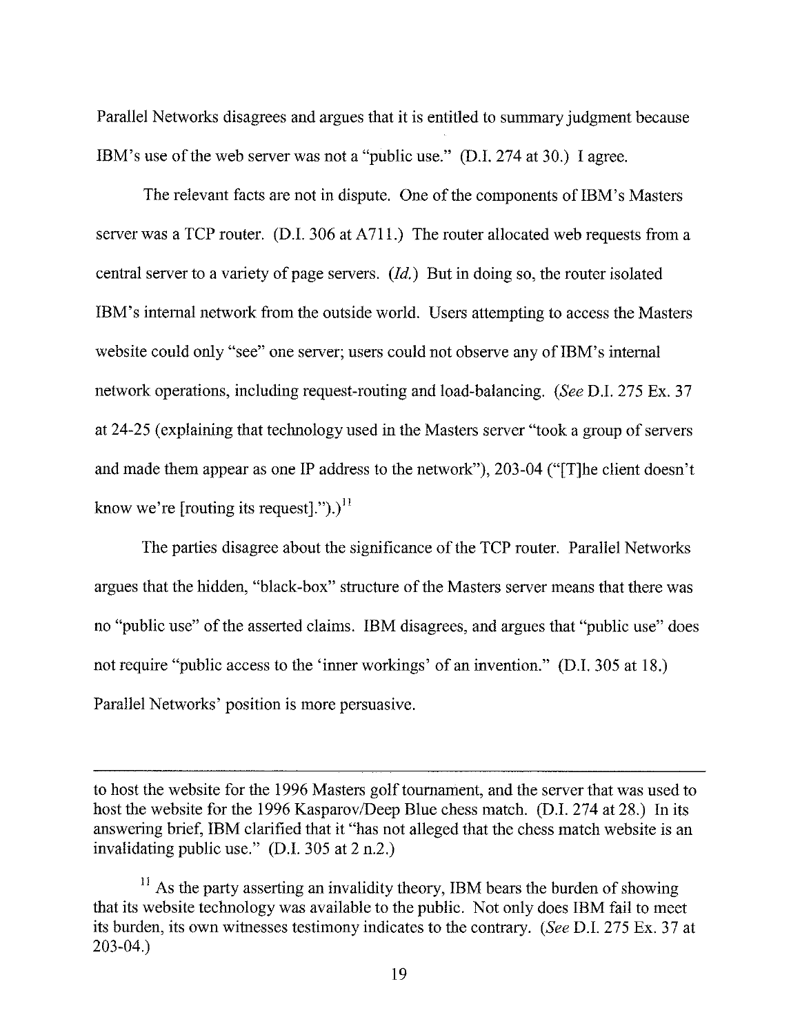Parallel Networks disagrees and argues that it is entitled to summary judgment because IBM's use of the web server was not a "public use." (D.I. 274 at 30.) I agree.

The relevant facts are not in dispute. One of the components of IBM's Masters server was a TCP router. (D.I. 306 at A711.) The router allocated web requests from a central server to a variety of page servers. (*Id.*) But in doing so, the router isolated IBM's internal network from the outside world. Users attempting to access the Masters website could only "see" one server; users could not observe any of IBM's internal network operations, including request-routing and load-balancing. (*See* D.I. 275 Ex. 37 at 24-25 (explaining that technology used in the Masters server "took a group of servers and made them appear as one IP address to the network"), 203-04 ("[T]he client doesn't know we're [routing its request]."").)[11]

The parties disagree about the significance of the TCP router. Parallel Networks argues that the hidden, "black-box" structure of the Masters server means that there was no "public use" of the asserted claims. IBM disagrees, and argues that "public use" does not require "public access to the 'inner workings' of an invention." (D.I. 305 at 18.) Parallel Networks' position is more persuasive.

---

to host the website for the 1996 Masters golf tournament, and the server that was used to host the website for the 1996 Kasparov/Deep Blue chess match. (D.I. 274 at 28.) In its answering brief, IBM clarified that it "has not alleged that the chess match website is an invalidating public use." (D.I. 305 at 2 n.2.)

[11] As the party asserting an invalidity theory, IBM bears the burden of showing that its website technology was available to the public. Not only does IBM fail to meet its burden, its own witnesses testimony indicates to the contrary. (*See* D.I. 275 Ex. 37 at 203-04.)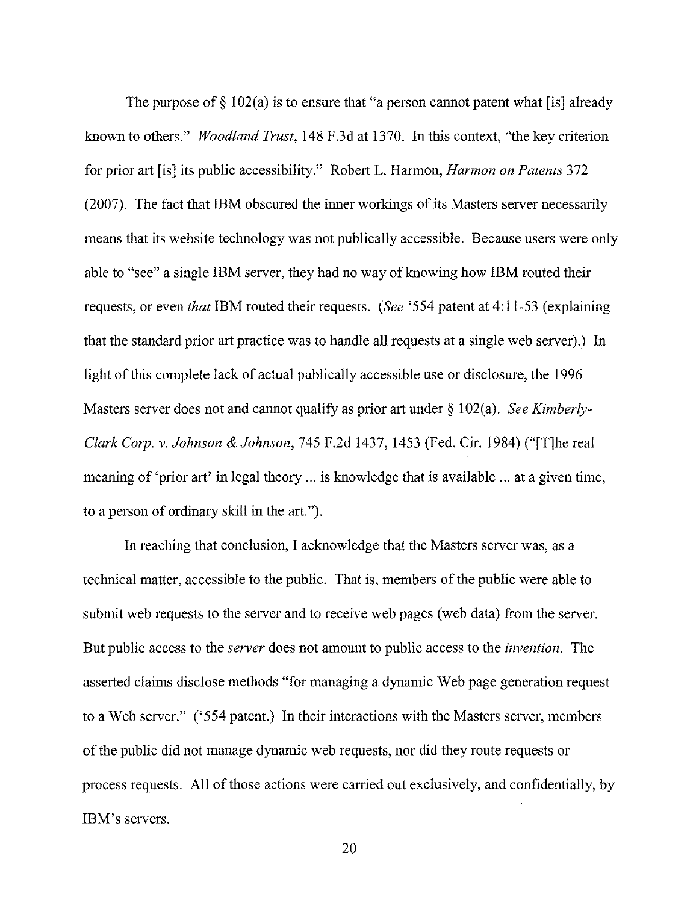The purpose of § 102(a) is to ensure that "a person cannot patent what [is] already known to others." *Woodland Trust*, 148 F.3d at 1370. In this context, "the key criterion for prior art [is] its public accessibility." Robert L. Harmon, *Harmon on Patents* 372 (2007). The fact that IBM obscured the inner workings of its Masters server necessarily means that its website technology was not publically accessible. Because users were only able to "see" a single IBM server, they had no way of knowing how IBM routed their requests, or even *that* IBM routed their requests. (*See* '554 patent at 4:11-53 (explaining that the standard prior art practice was to handle all requests at a single web server).) In light of this complete lack of actual publically accessible use or disclosure, the 1996 Masters server does not and cannot qualify as prior art under § 102(a). *See Kimberly-Clark Corp. v. Johnson & Johnson*, 745 F.2d 1437, 1453 (Fed. Cir. 1984) ("[T]he real meaning of 'prior art' in legal theory ... is knowledge that is available ... at a given time, to a person of ordinary skill in the art.").

In reaching that conclusion, I acknowledge that the Masters server was, as a technical matter, accessible to the public. That is, members of the public were able to submit web requests to the server and to receive web pages (web data) from the server. But public access to the *server* does not amount to public access to the *invention*. The asserted claims disclose methods "for managing a dynamic Web page generation request to a Web server." ('554 patent.) In their interactions with the Masters server, members of the public did not manage dynamic web requests, nor did they route requests or process requests. All of those actions were carried out exclusively, and confidentially, by IBM's servers.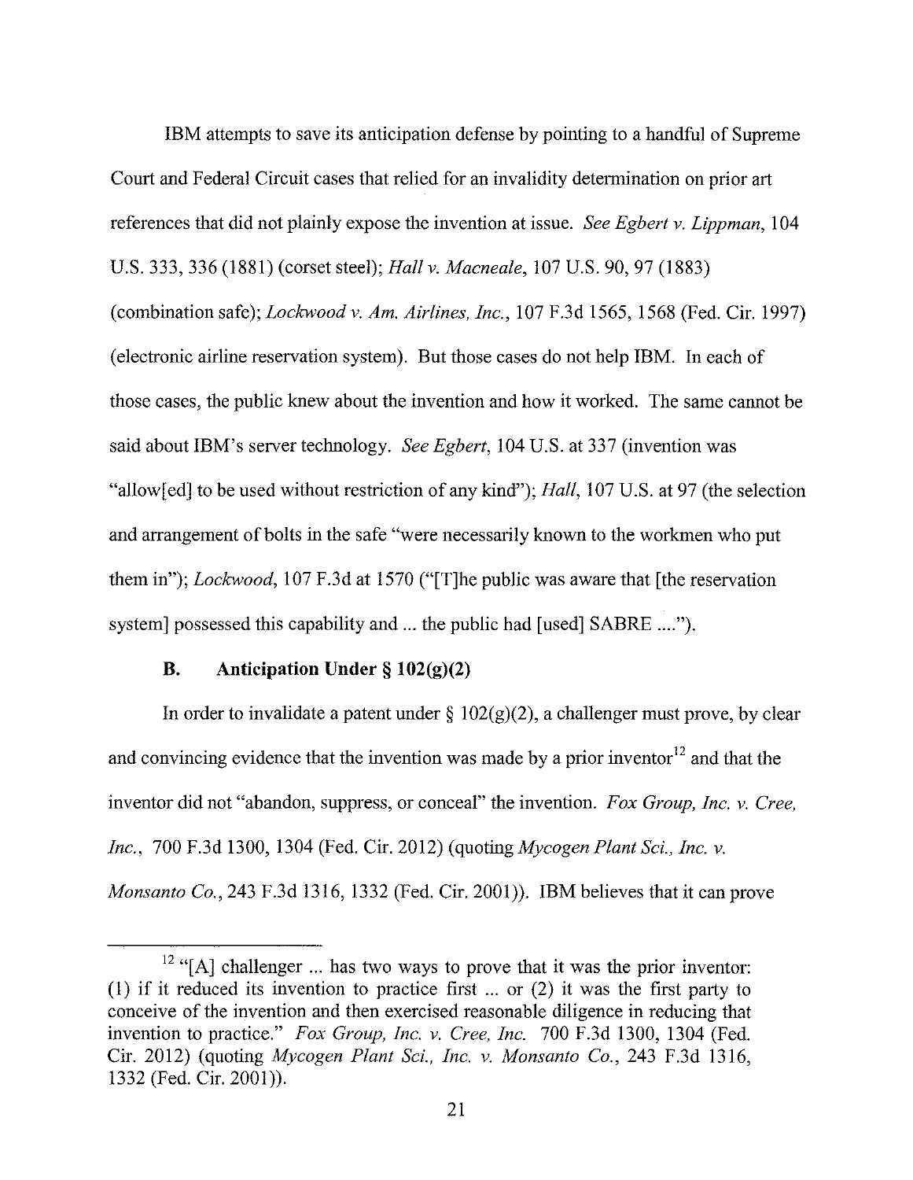IBM attempts to save its anticipation defense by pointing to a handful of Supreme Court and Federal Circuit cases that relied for an invalidity determination on prior art references that did not plainly expose the invention at issue. *See Egbert v. Lippman*, 104 U.S. 333, 336 (1881) (corset steel); *Hall v. Macneale*, 107 U.S. 90, 97 (1883) (combination safe); *Lockwood v. Am. Airlines, Inc.*, 107 F.3d 1565, 1568 (Fed. Cir. 1997) (electronic airline reservation system). But those cases do not help IBM. In each of those cases, the public knew about the invention and how it worked. The same cannot be said about IBM's server technology. *See Egbert*, 104 U.S. at 337 (invention was "allow[ed] to be used without restriction of any kind"); *Hall*, 107 U.S. at 97 (the selection and arrangement of bolts in the safe "were necessarily known to the workmen who put them in"); *Lockwood*, 107 F.3d at 1570 ("[T]he public was aware that [the reservation system] possessed this capability and ... the public had [used] SABRE ....").

### B. Anticipation Under § 102(g)(2)

In order to invalidate a patent under § 102(g)(2), a challenger must prove, by clear and convincing evidence that the invention was made by a prior inventor[12] and that the inventor did not "abandon, suppress, or conceal" the invention. *Fox Group, Inc. v. Cree, Inc.*, 700 F.3d 1300, 1304 (Fed. Cir. 2012) (quoting *Mycogen Plant Sci., Inc. v. Monsanto Co.*, 243 F.3d 1316, 1332 (Fed. Cir. 2001)). IBM believes that it can prove

[12] "[A] challenger ... has two ways to prove that it was the prior inventor: (1) if it reduced its invention to practice first ... or (2) it was the first party to conceive of the invention and then exercised reasonable diligence in reducing that invention to practice." *Fox Group, Inc. v. Cree, Inc.* 700 F.3d 1300, 1304 (Fed. Cir. 2012) (quoting *Mycogen Plant Sci., Inc. v. Monsanto Co.*, 243 F.3d 1316, 1332 (Fed. Cir. 2001)).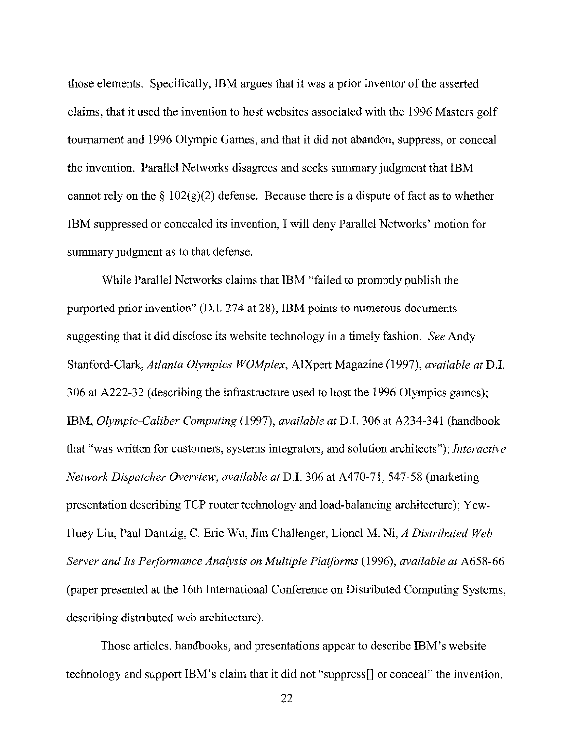those elements. Specifically, IBM argues that it was a prior inventor of the asserted claims, that it used the invention to host websites associated with the 1996 Masters golf tournament and 1996 Olympic Games, and that it did not abandon, suppress, or conceal the invention. Parallel Networks disagrees and seeks summary judgment that IBM cannot rely on the § 102(g)(2) defense. Because there is a dispute of fact as to whether IBM suppressed or concealed its invention, I will deny Parallel Networks' motion for summary judgment as to that defense.

While Parallel Networks claims that IBM "failed to promptly publish the purported prior invention" (D.I. 274 at 28), IBM points to numerous documents suggesting that it did disclose its website technology in a timely fashion. *See* Andy Stanford-Clark, *Atlanta Olympics WOMplex*, AIXpert Magazine (1997), *available at* D.I. 306 at A222-32 (describing the infrastructure used to host the 1996 Olympics games); IBM, *Olympic-Caliber Computing* (1997), *available at* D.I. 306 at A234-341 (handbook that "was written for customers, systems integrators, and solution architects"); *Interactive Network Dispatcher Overview*, *available at* D.I. 306 at A470-71, 547-58 (marketing presentation describing TCP router technology and load-balancing architecture); Yew-Huey Liu, Paul Dantzig, C. Eric Wu, Jim Challenger, Lionel M. Ni, *A Distributed Web Server and Its Performance Analysis on Multiple Platforms* (1996), *available at* A658-66 (paper presented at the 16th International Conference on Distributed Computing Systems, describing distributed web architecture).

Those articles, handbooks, and presentations appear to describe IBM's website technology and support IBM's claim that it did not "suppress[] or conceal" the invention.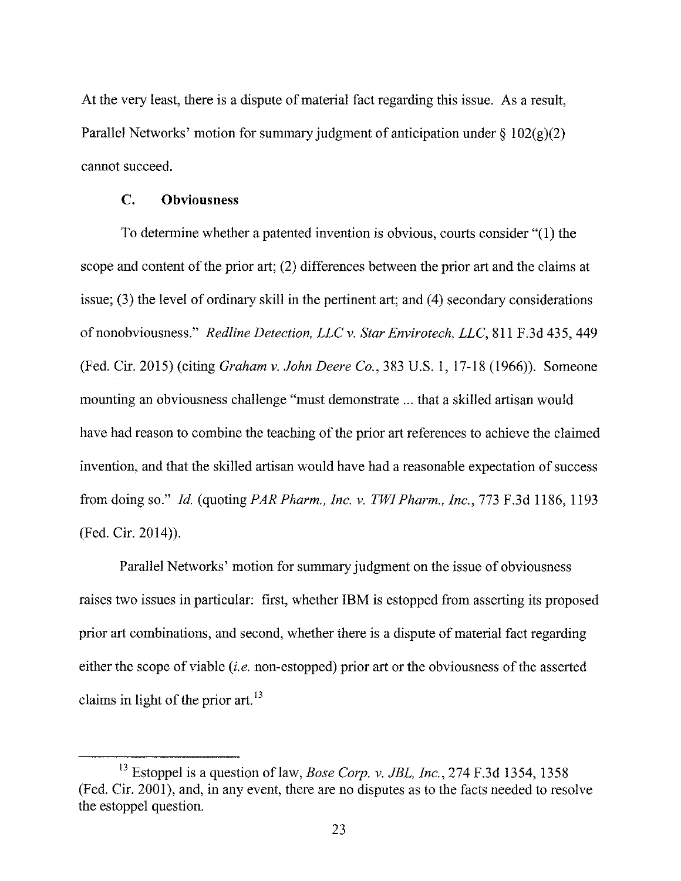At the very least, there is a dispute of material fact regarding this issue. As a result, Parallel Networks' motion for summary judgment of anticipation under § 102(g)(2) cannot succeed.

### C. Obviousness

To determine whether a patented invention is obvious, courts consider "(1) the scope and content of the prior art; (2) differences between the prior art and the claims at issue; (3) the level of ordinary skill in the pertinent art; and (4) secondary considerations of nonobviousness." *Redline Detection, LLC v. Star Envirotech, LLC*, 811 F.3d 435, 449 (Fed. Cir. 2015) (citing *Graham v. John Deere Co.*, 383 U.S. 1, 17-18 (1966)). Someone mounting an obviousness challenge "must demonstrate ... that a skilled artisan would have had reason to combine the teaching of the prior art references to achieve the claimed invention, and that the skilled artisan would have had a reasonable expectation of success from doing so." *Id.* (quoting *PAR Pharm., Inc. v. TWI Pharm., Inc.*, 773 F.3d 1186, 1193 (Fed. Cir. 2014)).

Parallel Networks' motion for summary judgment on the issue of obviousness raises two issues in particular: first, whether IBM is estopped from asserting its proposed prior art combinations, and second, whether there is a dispute of material fact regarding either the scope of viable (*i.e.* non-estopped) prior art or the obviousness of the asserted claims in light of the prior art.[13]

---

[13] Estoppel is a question of law, *Bose Corp. v. JBL, Inc.*, 274 F.3d 1354, 1358 (Fed. Cir. 2001), and, in any event, there are no disputes as to the facts needed to resolve the estoppel question.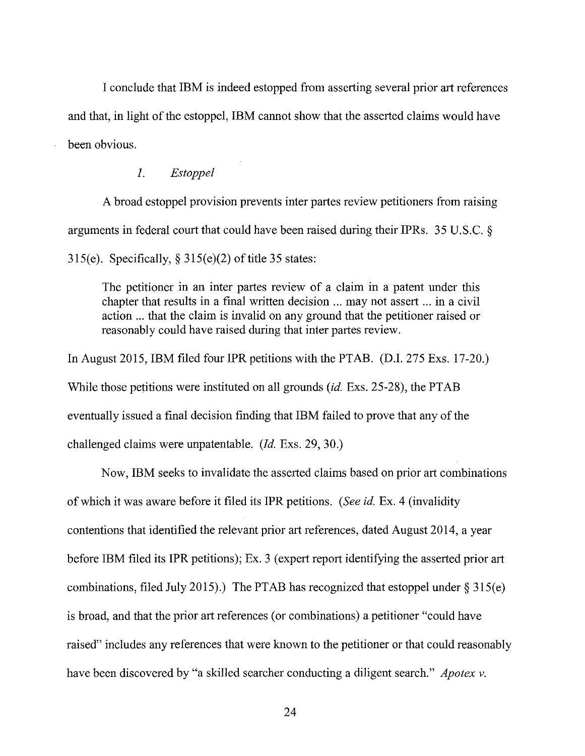I conclude that IBM is indeed estopped from asserting several prior art references and that, in light of the estoppel, IBM cannot show that the asserted claims would have been obvious.

### *1. Estoppel*

A broad estoppel provision prevents inter partes review petitioners from raising arguments in federal court that could have been raised during their IPRs. 35 U.S.C. § 315(e). Specifically, § 315(e)(2) of title 35 states:

> The petitioner in an inter partes review of a claim in a patent under this chapter that results in a final written decision ... may not assert ... in a civil action ... that the claim is invalid on any ground that the petitioner raised or reasonably could have raised during that inter partes review.

In August 2015, IBM filed four IPR petitions with the PTAB. (D.I. 275 Exs. 17-20.) While those petitions were instituted on all grounds (*id.* Exs. 25-28), the PTAB eventually issued a final decision finding that IBM failed to prove that any of the challenged claims were unpatentable. (*Id.* Exs. 29, 30.)

Now, IBM seeks to invalidate the asserted claims based on prior art combinations of which it was aware before it filed its IPR petitions. (*See id.* Ex. 4 (invalidity contentions that identified the relevant prior art references, dated August 2014, a year before IBM filed its IPR petitions); Ex. 3 (expert report identifying the asserted prior art combinations, filed July 2015).) The PTAB has recognized that estoppel under § 315(e) is broad, and that the prior art references (or combinations) a petitioner "could have raised" includes any references that were known to the petitioner or that could reasonably have been discovered by "a skilled searcher conducting a diligent search." *Apotex v.*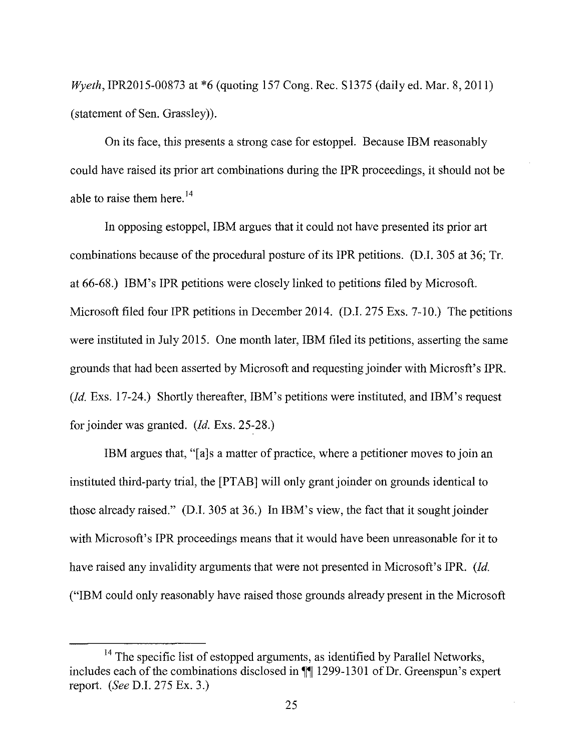*Wyeth*, IPR2015-00873 at *6 (quoting 157 Cong. Rec. S1375 (daily ed. Mar. 8, 2011) (statement of Sen. Grassley)).

On its face, this presents a strong case for estoppel. Because IBM reasonably could have raised its prior art combinations during the IPR proceedings, it should not be able to raise them here.[14]

In opposing estoppel, IBM argues that it could not have presented its prior art combinations because of the procedural posture of its IPR petitions. (D.I. 305 at 36; Tr. at 66-68.) IBM's IPR petitions were closely linked to petitions filed by Microsoft. Microsoft filed four IPR petitions in December 2014. (D.I. 275 Exs. 7-10.) The petitions were instituted in July 2015. One month later, IBM filed its petitions, asserting the same grounds that had been asserted by Microsoft and requesting joinder with Microsft's IPR. (*Id.* Exs. 17-24.) Shortly thereafter, IBM's petitions were instituted, and IBM's request for joinder was granted. (*Id.* Exs. 25-28.)

IBM argues that, "[a]s a matter of practice, where a petitioner moves to join an instituted third-party trial, the [PTAB] will only grant joinder on grounds identical to those already raised." (D.I. 305 at 36.) In IBM's view, the fact that it sought joinder with Microsoft's IPR proceedings means that it would have been unreasonable for it to have raised any invalidity arguments that were not presented in Microsoft's IPR. (*Id.* ("IBM could only reasonably have raised those grounds already present in the Microsoft

---

[14] The specific list of estopped arguments, as identified by Parallel Networks, includes each of the combinations disclosed in ¶¶ 1299-1301 of Dr. Greenspun's expert report. (*See* D.I. 275 Ex. 3.)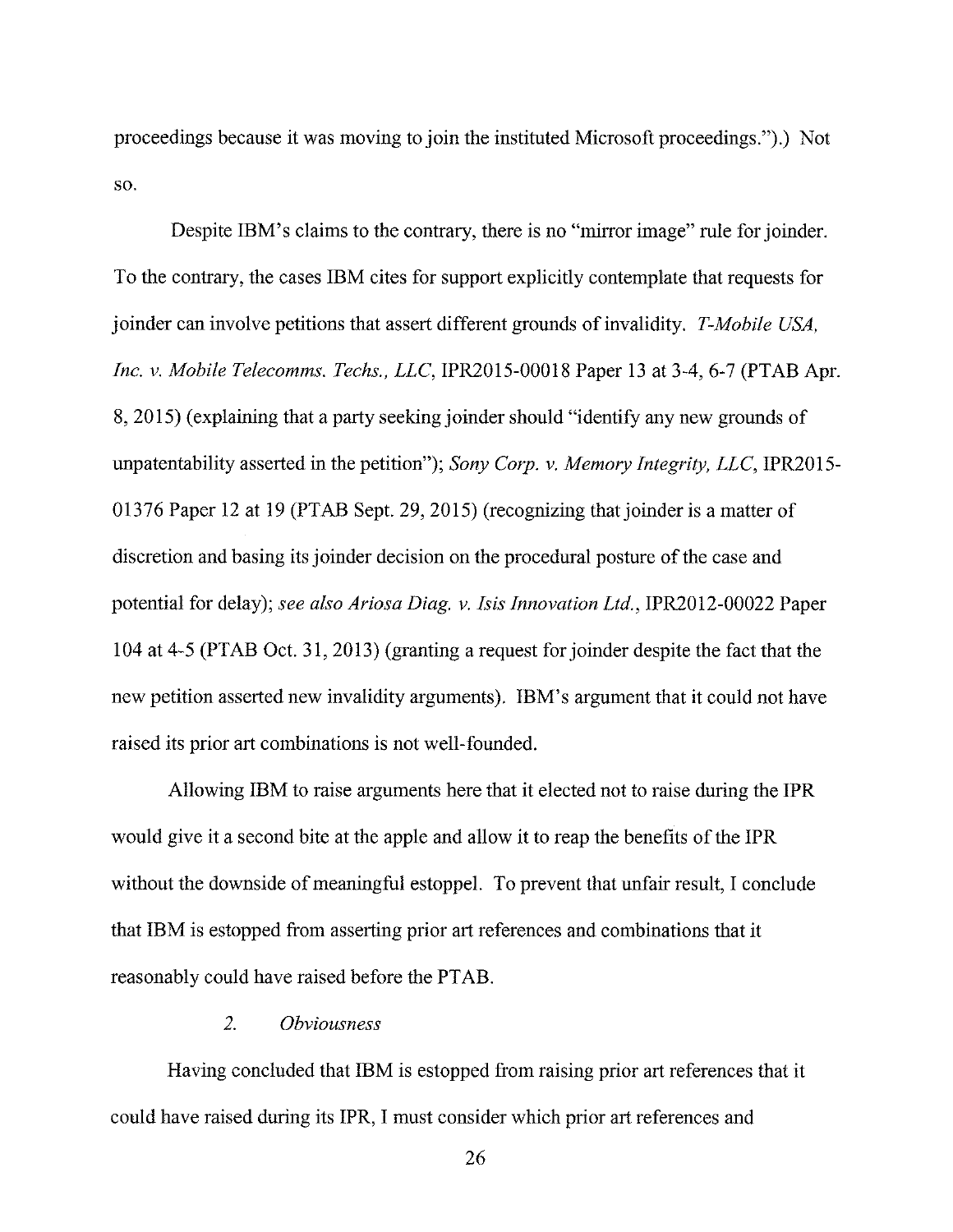proceedings because it was moving to join the instituted Microsoft proceedings.").) Not so.

Despite IBM's claims to the contrary, there is no "mirror image" rule for joinder. To the contrary, the cases IBM cites for support explicitly contemplate that requests for joinder can involve petitions that assert different grounds of invalidity. *T-Mobile USA, Inc. v. Mobile Telecomms. Techs., LLC*, IPR2015-00018 Paper 13 at 3-4, 6-7 (PTAB Apr. 8, 2015) (explaining that a party seeking joinder should "identify any new grounds of unpatentability asserted in the petition"); *Sony Corp. v. Memory Integrity, LLC*, IPR2015-01376 Paper 12 at 19 (PTAB Sept. 29, 2015) (recognizing that joinder is a matter of discretion and basing its joinder decision on the procedural posture of the case and potential for delay); *see also Ariosa Diag. v. Isis Innovation Ltd.*, IPR2012-00022 Paper 104 at 4-5 (PTAB Oct. 31, 2013) (granting a request for joinder despite the fact that the new petition asserted new invalidity arguments). IBM's argument that it could not have raised its prior art combinations is not well-founded.

Allowing IBM to raise arguments here that it elected not to raise during the IPR would give it a second bite at the apple and allow it to reap the benefits of the IPR without the downside of meaningful estoppel. To prevent that unfair result, I conclude that IBM is estopped from asserting prior art references and combinations that it reasonably could have raised before the PTAB.

### 2. *Obviousness*

Having concluded that IBM is estopped from raising prior art references that it could have raised during its IPR, I must consider which prior art references and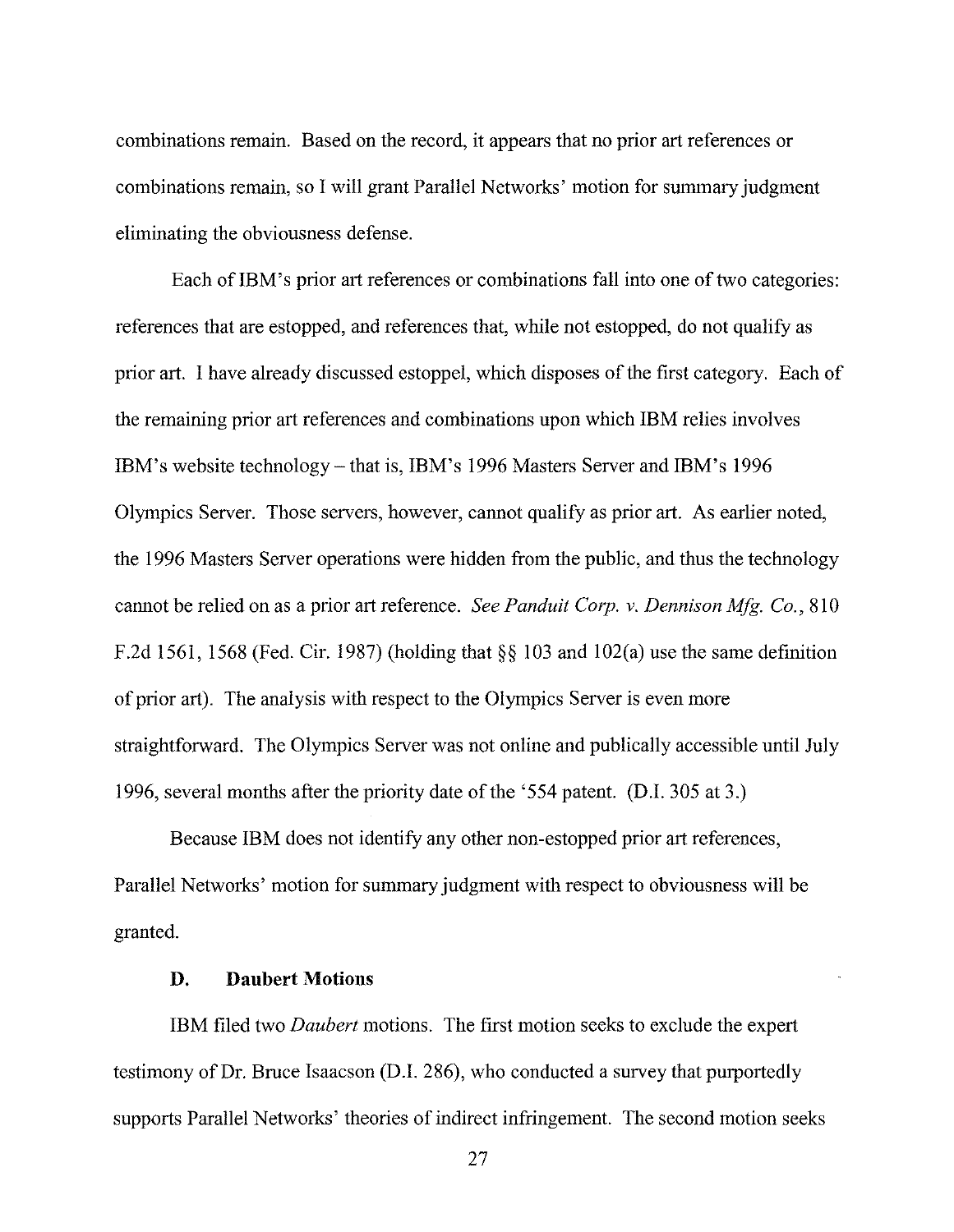combinations remain. Based on the record, it appears that no prior art references or combinations remain, so I will grant Parallel Networks' motion for summary judgment eliminating the obviousness defense.

Each of IBM's prior art references or combinations fall into one of two categories: references that are estopped, and references that, while not estopped, do not qualify as prior art. I have already discussed estoppel, which disposes of the first category. Each of the remaining prior art references and combinations upon which IBM relies involves IBM's website technology – that is, IBM's 1996 Masters Server and IBM's 1996 Olympics Server. Those servers, however, cannot qualify as prior art. As earlier noted, the 1996 Masters Server operations were hidden from the public, and thus the technology cannot be relied on as a prior art reference. *See Panduit Corp. v. Dennison Mfg. Co.*, 810 F.2d 1561, 1568 (Fed. Cir. 1987) (holding that §§ 103 and 102(a) use the same definition of prior art). The analysis with respect to the Olympics Server is even more straightforward. The Olympics Server was not online and publically accessible until July 1996, several months after the priority date of the '554 patent. (D.I. 305 at 3.)

Because IBM does not identify any other non-estopped prior art references, Parallel Networks' motion for summary judgment with respect to obviousness will be granted.

### D. Daubert Motions

IBM filed two *Daubert* motions. The first motion seeks to exclude the expert testimony of Dr. Bruce Isaacson (D.I. 286), who conducted a survey that purportedly supports Parallel Networks' theories of indirect infringement. The second motion seeks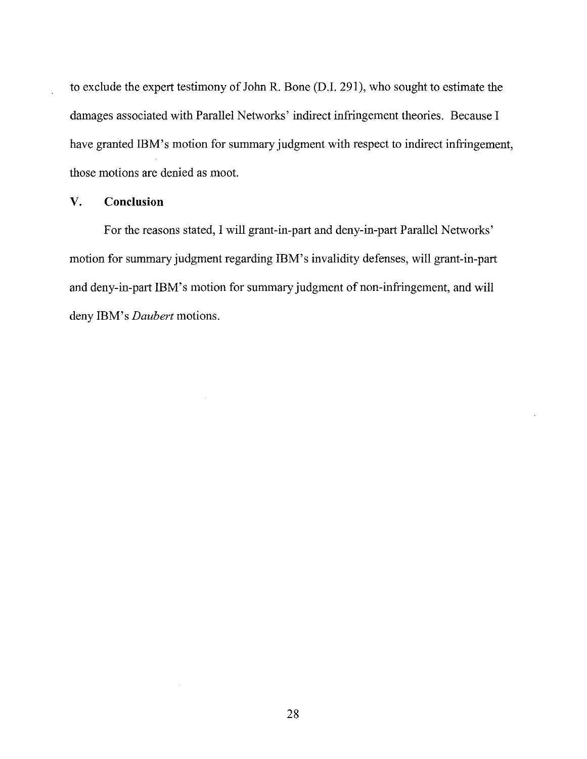to exclude the expert testimony of John R. Bone (D.I. 291), who sought to estimate the damages associated with Parallel Networks' indirect infringement theories. Because I have granted IBM's motion for summary judgment with respect to indirect infringement, those motions are denied as moot.

## V. Conclusion

For the reasons stated, I will grant-in-part and deny-in-part Parallel Networks' motion for summary judgment regarding IBM's invalidity defenses, will grant-in-part and deny-in-part IBM's motion for summary judgment of non-infringement, and will deny IBM's *Daubert* motions.